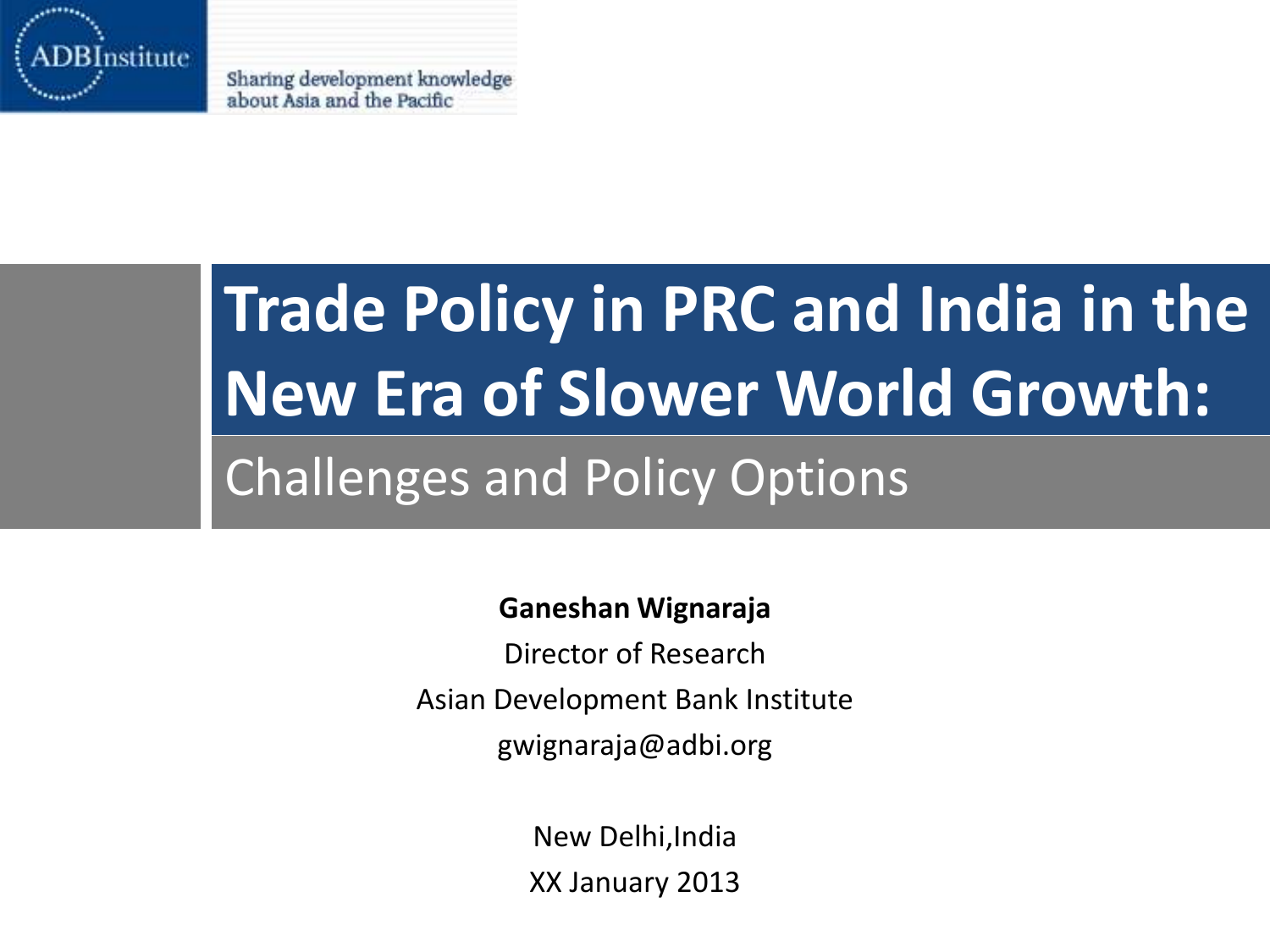ADBInstitute

Sharing development knowledge about Asia and the Pacific

# Trade Policy in PRC and India in the New Era of Slower World Growth:

## Challenges and Policy Options

**Ganeshan Wignaraja**

Director of Research

Asian Development Bank Institute

gwignaraja@adbi.org

New Delhi,India

XX January 2013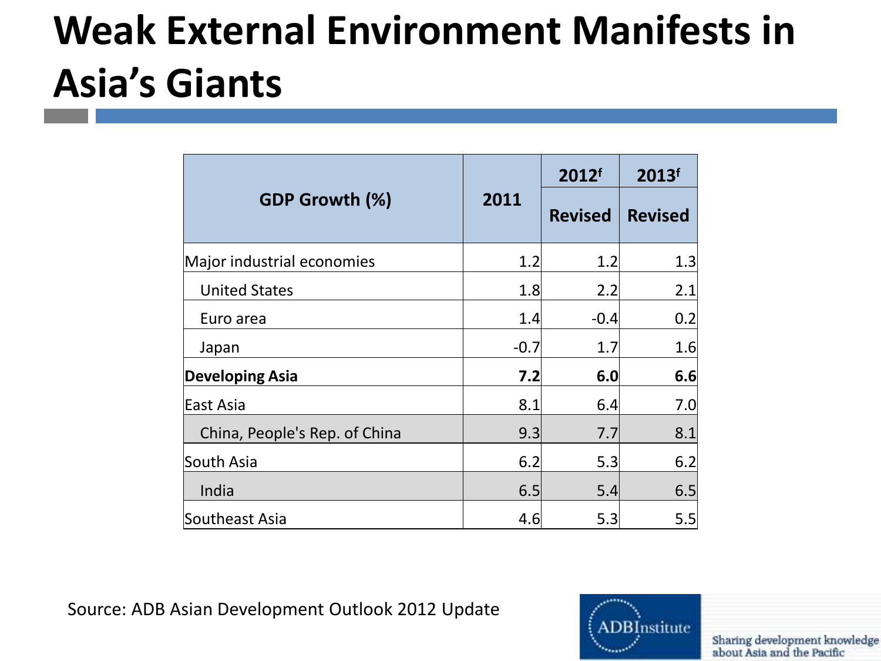# Weak External Environment Manifests in Asia's Giants

| GDP Growth (%) | 2011 | 2012[f] Revised | 2013[f] Revised |
|---|---|---|---|
| Major industrial economies | 1.2 | 1.2 | 1.3 |
| United States | 1.8 | 2.2 | 2.1 |
| Euro area | 1.4 | -0.4 | 0.2 |
| Japan | -0.7 | 1.7 | 1.6 |
| **Developing Asia** | **7.2** | **6.0** | **6.6** |
| East Asia | 8.1 | 6.4 | 7.0 |
| China, People's Rep. of China | 9.3 | 7.7 | 8.1 |
| South Asia | 6.2 | 5.3 | 6.2 |
| India | 6.5 | 5.4 | 6.5 |
| Southeast Asia | 4.6 | 5.3 | 5.5 |

Source: ADB Asian Development Outlook 2012 Update

ADBInstitute

Sharing development knowledge about Asia and the Pacific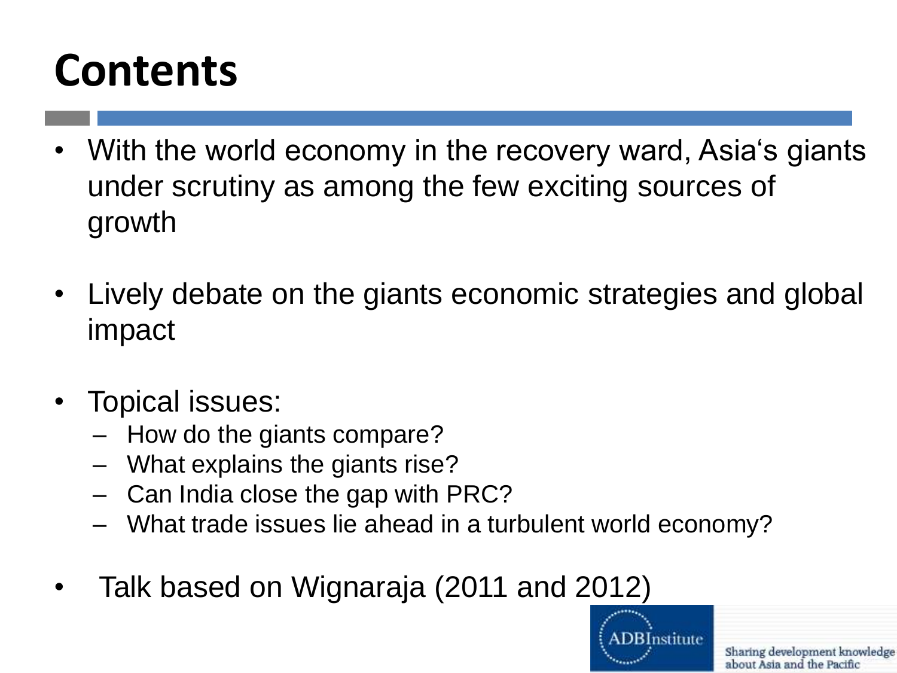# Contents

- With the world economy in the recovery ward, Asia's giants under scrutiny as among the few exciting sources of growth
- Lively debate on the giants economic strategies and global impact
- Topical issues:
  - How do the giants compare?
  - What explains the giants rise?
  - Can India close the gap with PRC?
  - What trade issues lie ahead in a turbulent world economy?
- Talk based on Wignaraja (2011 and 2012)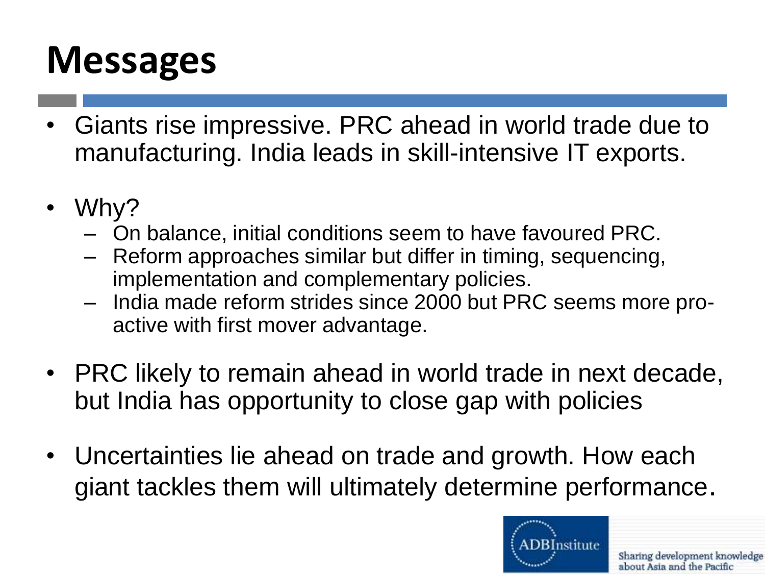# Messages

- Giants rise impressive. PRC ahead in world trade due to manufacturing. India leads in skill-intensive IT exports.
- Why?
  - On balance, initial conditions seem to have favoured PRC.
  - Reform approaches similar but differ in timing, sequencing, implementation and complementary policies.
  - India made reform strides since 2000 but PRC seems more pro-active with first mover advantage.
- PRC likely to remain ahead in world trade in next decade, but India has opportunity to close gap with policies
- Uncertainties lie ahead on trade and growth. How each giant tackles them will ultimately determine performance.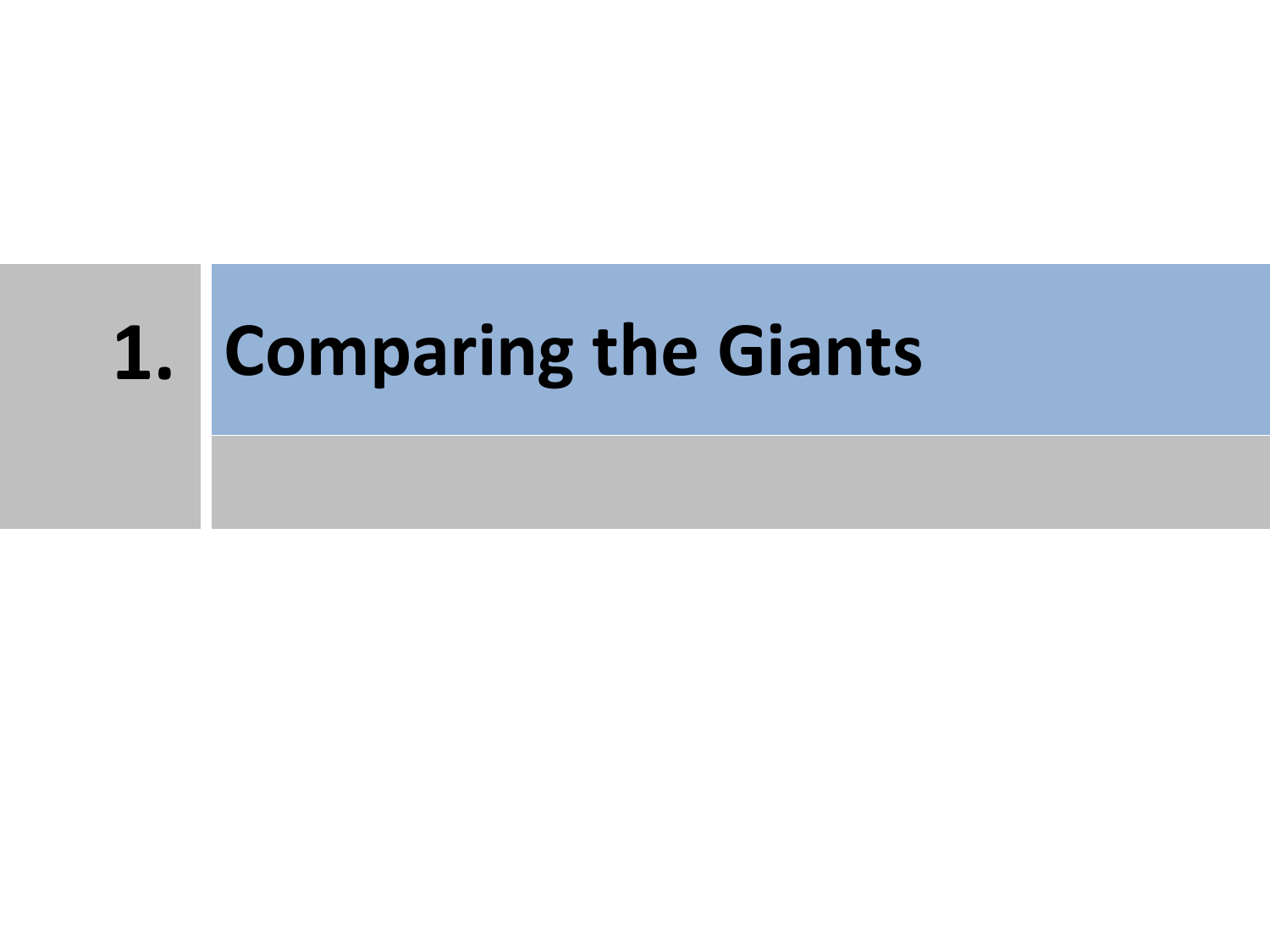# 1. Comparing the Giants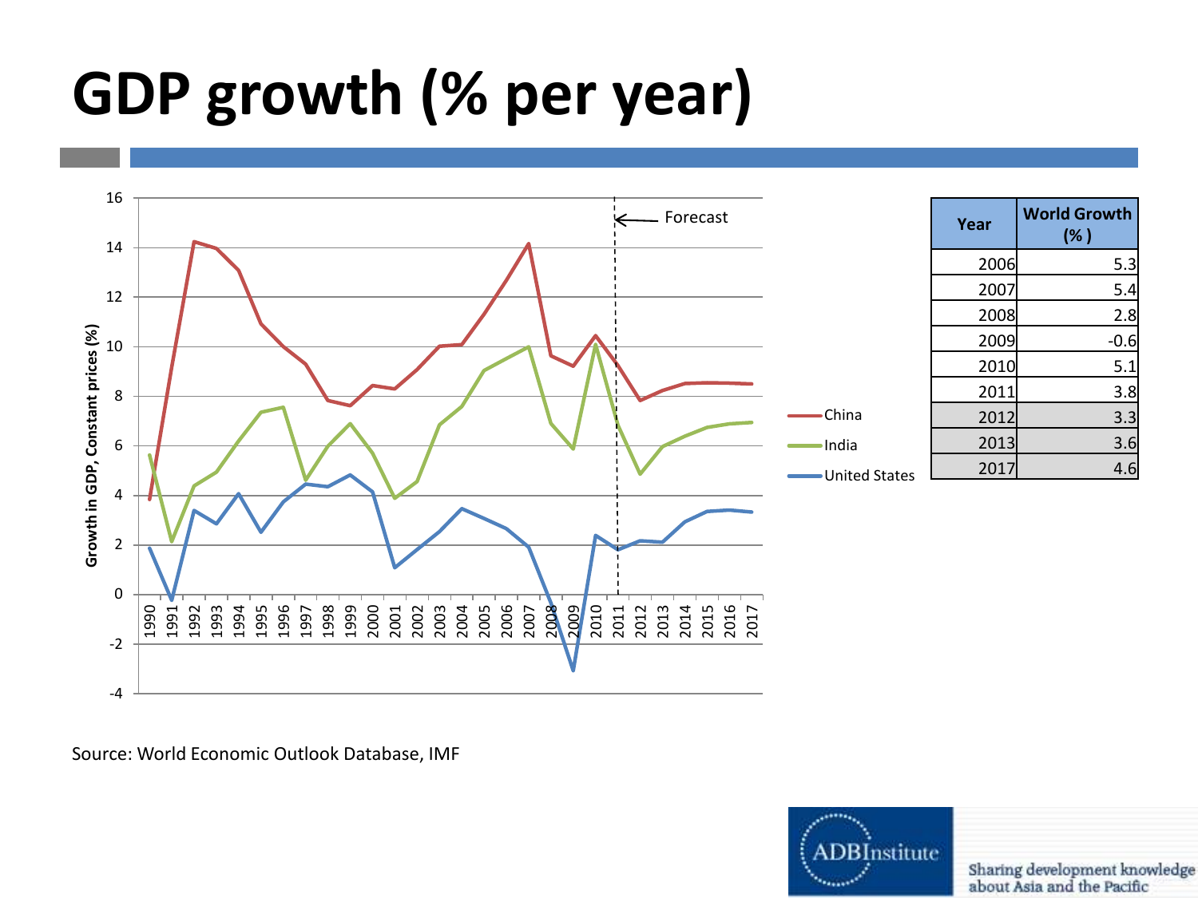# GDP growth (% per year)

| Year | World Growth (% ) |
|---|---|
| 2006 | 5.3 |
| 2007 | 5.4 |
| 2008 | 2.8 |
| 2009 | -0.6 |
| 2010 | 5.1 |
| 2011 | 3.8 |
| 2012 | 3.3 |
| 2013 | 3.6 |
| 2017 | 4.6 |

Source: World Economic Outlook Database, IMF

Sharing development knowledge about Asia and the Pacific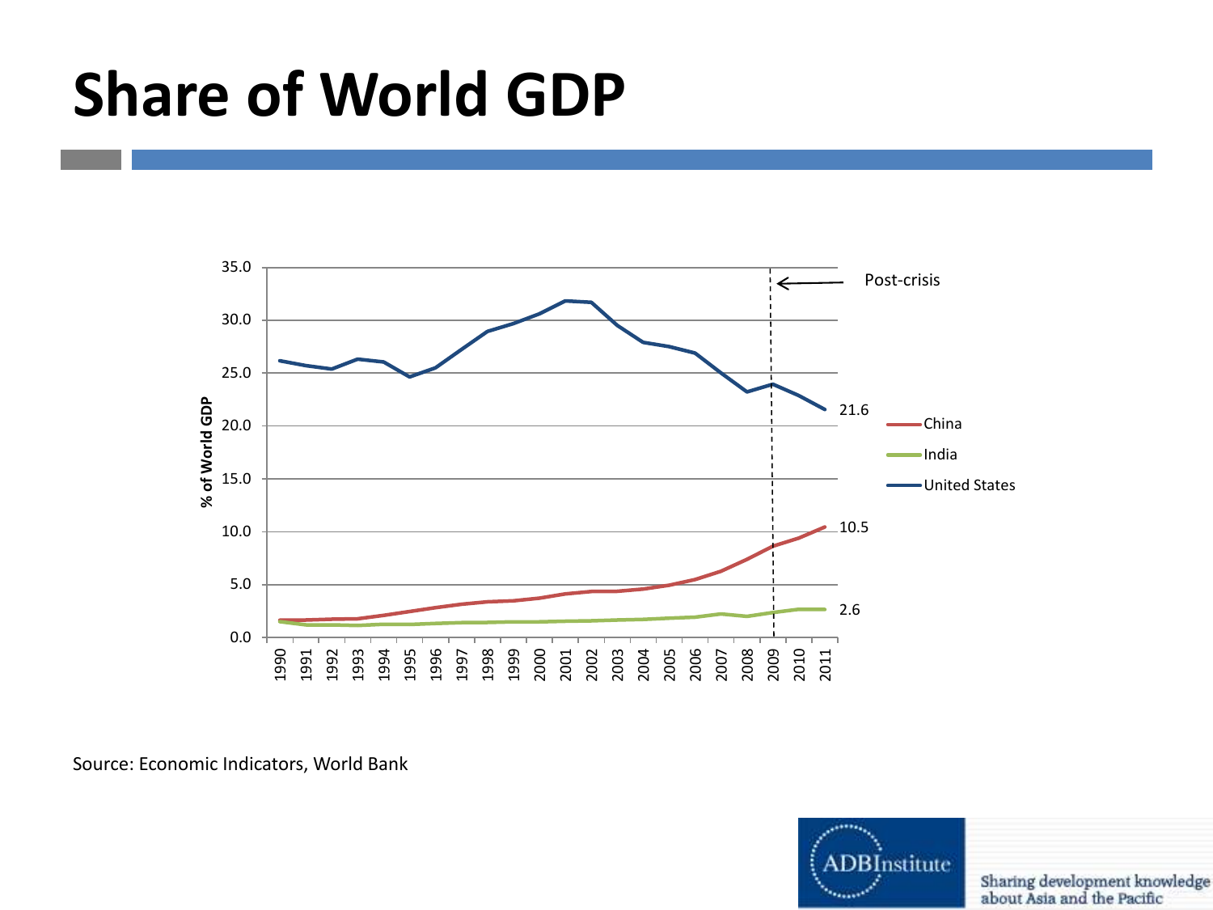# Share of World GDP

Source: Economic Indicators, World Bank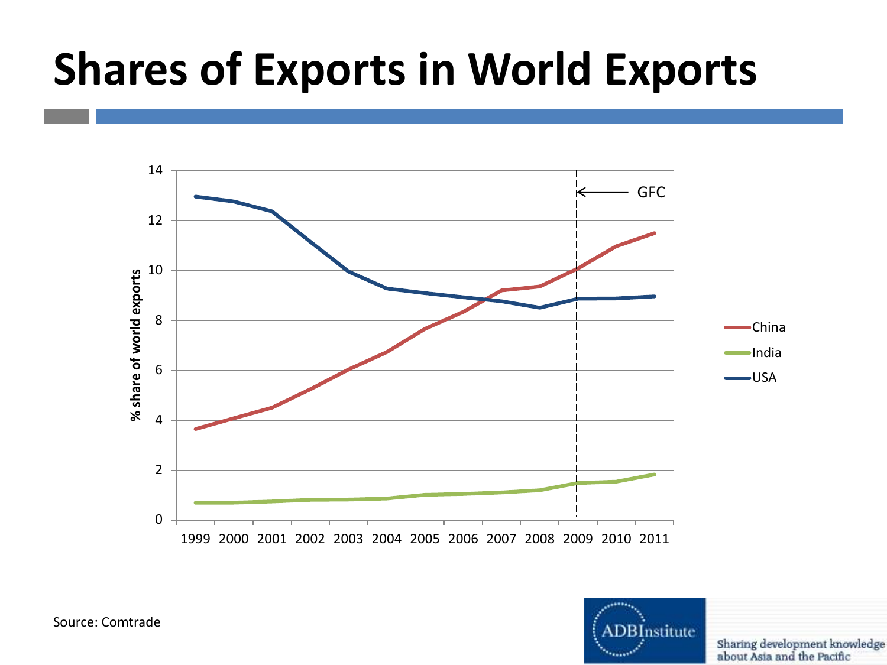# Shares of Exports in World Exports

Source: Comtrade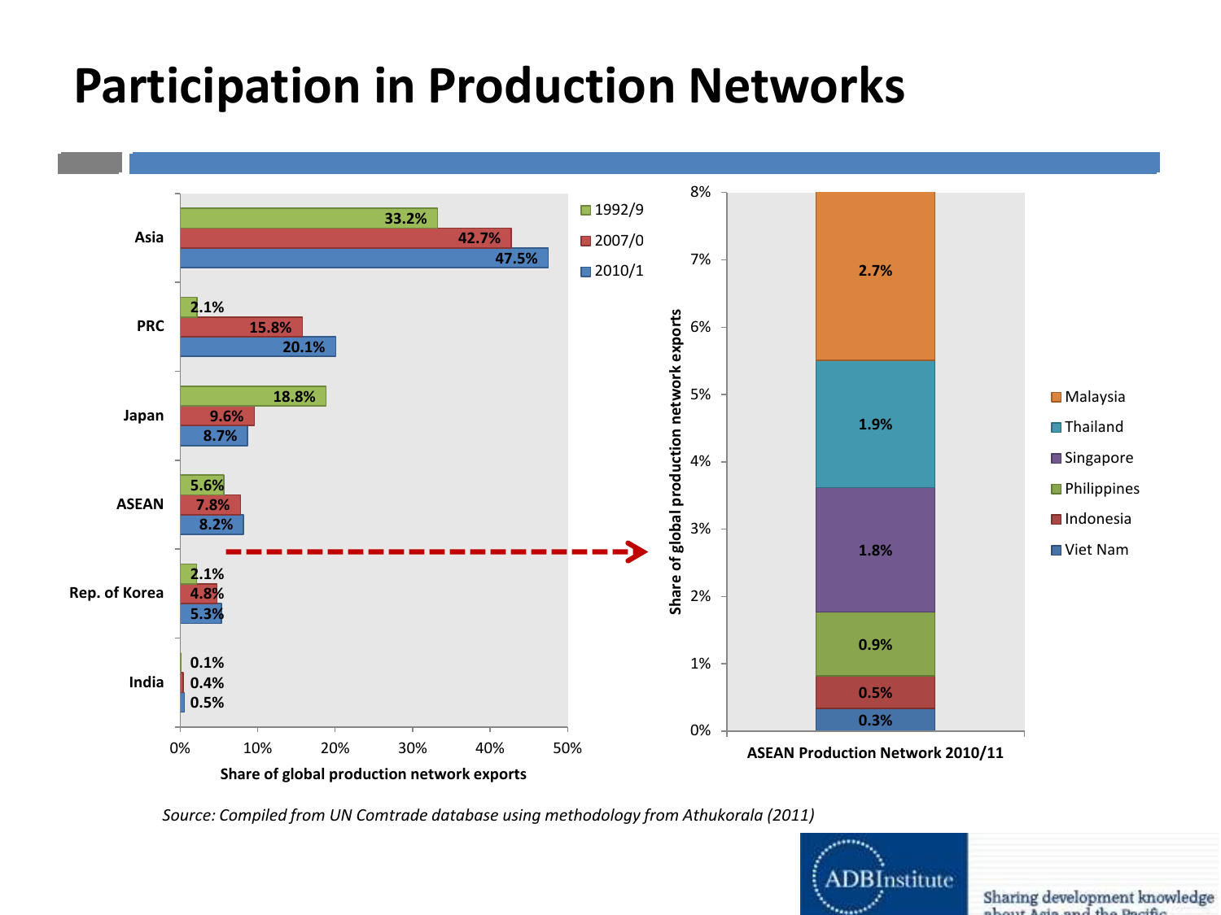# Participation in Production Networks

| | 1992/9 | 2007/0 | 2010/1 |
|---|---|---|---|
| Asia | 33.2% | 42.7% | 47.5% |
| PRC | 2.1% | 15.8% | 20.1% |
| Japan | 18.8% | 9.6% | 8.7% |
| ASEAN | 5.6% | 7.8% | 8.2% |
| Rep. of Korea | 2.1% | 4.8% | 5.3% |
| India | 0.1% | 0.4% | 0.5% |

Share of global production network exports

| ASEAN Production Network 2010/11 | Share of global production network exports |
|---|---|
| Malaysia | 2.7% |
| Thailand | 1.9% |
| Singapore | 1.8% |
| Philippines | 0.9% |
| Indonesia | 0.5% |
| Viet Nam | 0.3% |

*Source: Compiled from UN Comtrade database using methodology from Athukorala (2011)*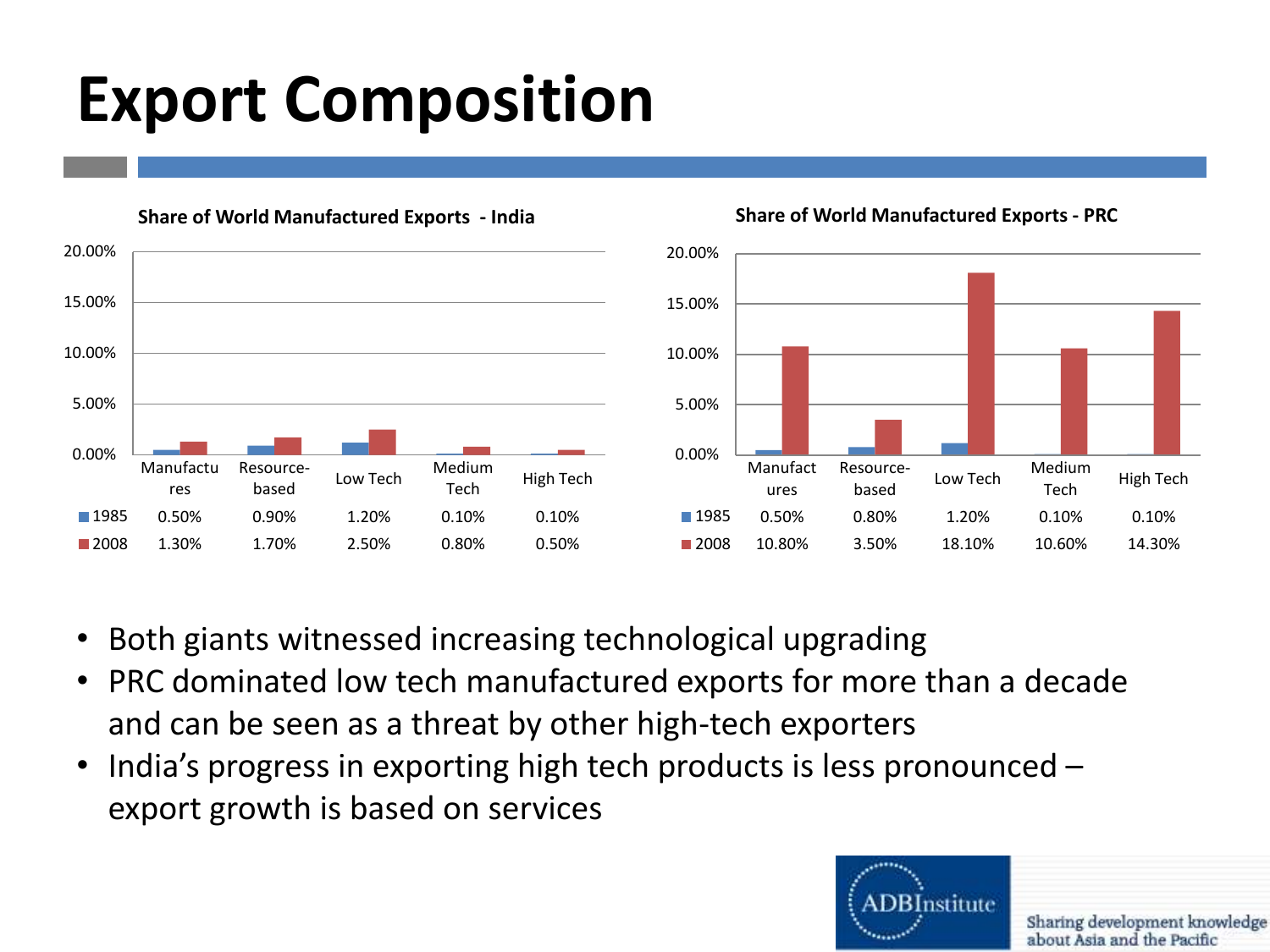# Export Composition

**Share of World Manufactured Exports - India**

| | Manufactures | Resource-based | Low Tech | Medium Tech | High Tech |
|---|---|---|---|---|---|
| 1985 | 0.50% | 0.90% | 1.20% | 0.10% | 0.10% |
| 2008 | 1.30% | 1.70% | 2.50% | 0.80% | 0.50% |

**Share of World Manufactured Exports - PRC**

| | Manufactures | Resource-based | Low Tech | Medium Tech | High Tech |
|---|---|---|---|---|---|
| 1985 | 0.50% | 0.80% | 1.20% | 0.10% | 0.10% |
| 2008 | 10.80% | 3.50% | 18.10% | 10.60% | 14.30% |

- Both giants witnessed increasing technological upgrading
- PRC dominated low tech manufactured exports for more than a decade and can be seen as a threat by other high-tech exporters
- India's progress in exporting high tech products is less pronounced – export growth is based on services

ADBInstitute — Sharing development knowledge about Asia and the Pacific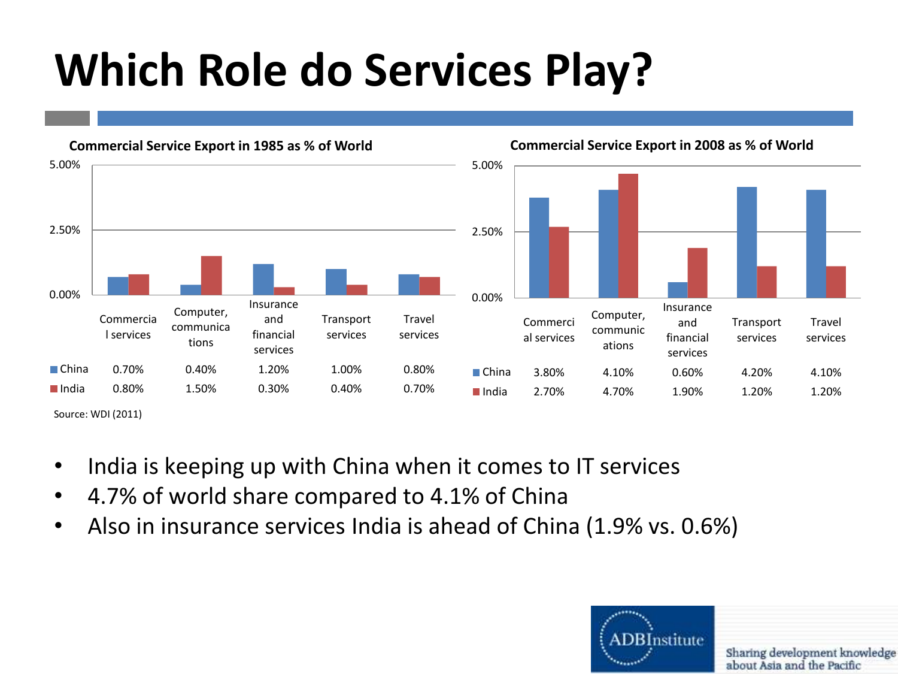# Which Role do Services Play?

**Commercial Service Export in 1985 as % of World**

| | Commercial services | Computer, communications | Insurance and financial services | Transport services | Travel services |
|---|---|---|---|---|---|
| China | 0.70% | 0.40% | 1.20% | 1.00% | 0.80% |
| India | 0.80% | 1.50% | 0.30% | 0.40% | 0.70% |

Source: WDI (2011)

**Commercial Service Export in 2008 as % of World**

| | Commercial services | Computer, communications | Insurance and financial services | Transport services | Travel services |
|---|---|---|---|---|---|
| China | 3.80% | 4.10% | 0.60% | 4.20% | 4.10% |
| India | 2.70% | 4.70% | 1.90% | 1.20% | 1.20% |

- India is keeping up with China when it comes to IT services
- 4.7% of world share compared to 4.1% of China
- Also in insurance services India is ahead of China (1.9% vs. 0.6%)

ADBInstitute
Sharing development knowledge about Asia and the Pacific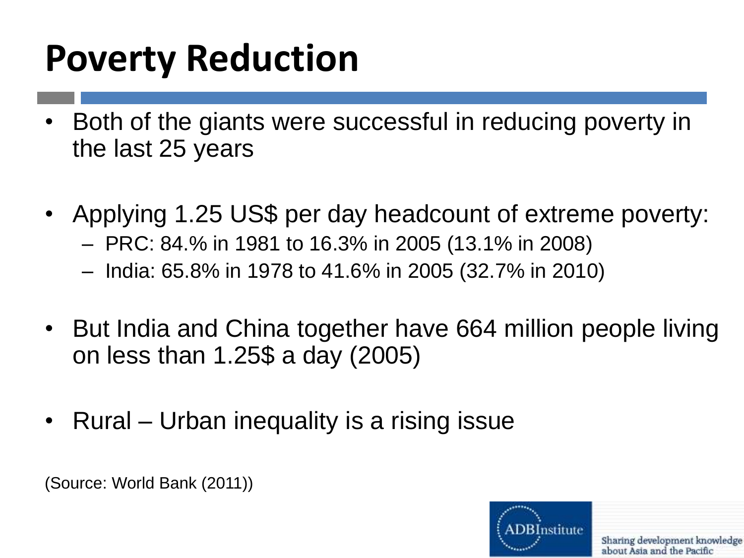# Poverty Reduction

- Both of the giants were successful in reducing poverty in the last 25 years
- Applying 1.25 US$ per day headcount of extreme poverty:
  - PRC: 84.% in 1981 to 16.3% in 2005 (13.1% in 2008)
  - India: 65.8% in 1978 to 41.6% in 2005 (32.7% in 2010)
- But India and China together have 664 million people living on less than 1.25$ a day (2005)
- Rural – Urban inequality is a rising issue

(Source: World Bank (2011))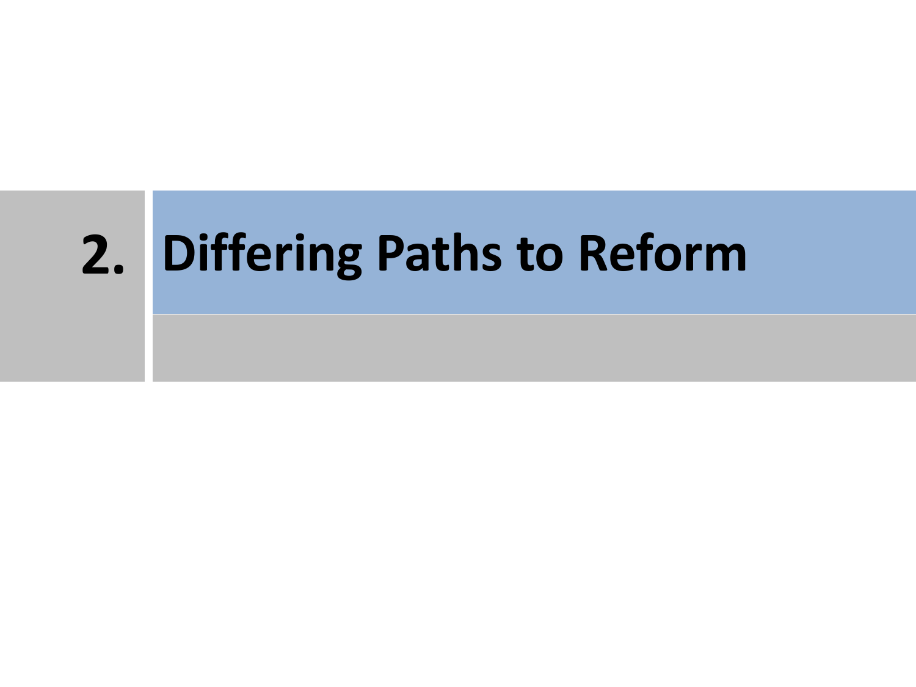# 2. Differing Paths to Reform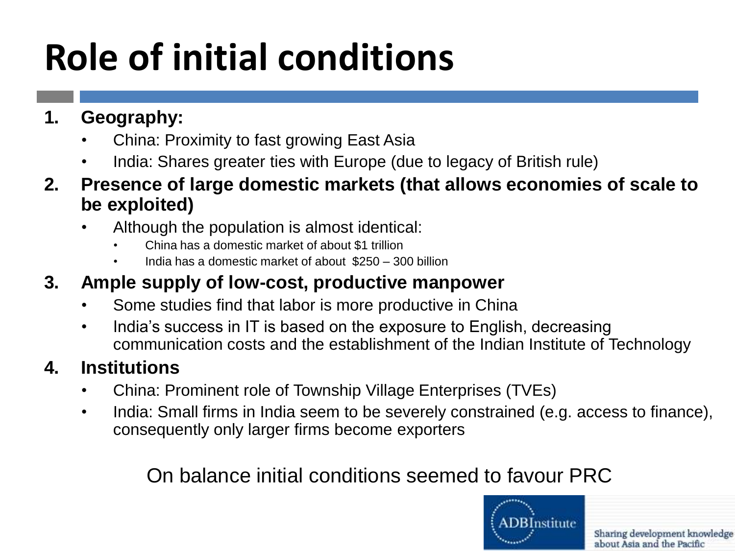# Role of initial conditions

1. **Geography:**
   - China: Proximity to fast growing East Asia
   - India: Shares greater ties with Europe (due to legacy of British rule)
2. **Presence of large domestic markets (that allows economies of scale to be exploited)**
   - Although the population is almost identical:
     - China has a domestic market of about $1 trillion
     - India has a domestic market of about  $250 – 300 billion
3. **Ample supply of low-cost, productive manpower**
   - Some studies find that labor is more productive in China
   - India's success in IT is based on the exposure to English, decreasing communication costs and the establishment of the Indian Institute of Technology
4. **Institutions**
   - China: Prominent role of Township Village Enterprises (TVEs)
   - India: Small firms in India seem to be severely constrained (e.g. access to finance), consequently only larger firms become exporters

On balance initial conditions seemed to favour PRC

ADBInstitute

Sharing development knowledge about Asia and the Pacific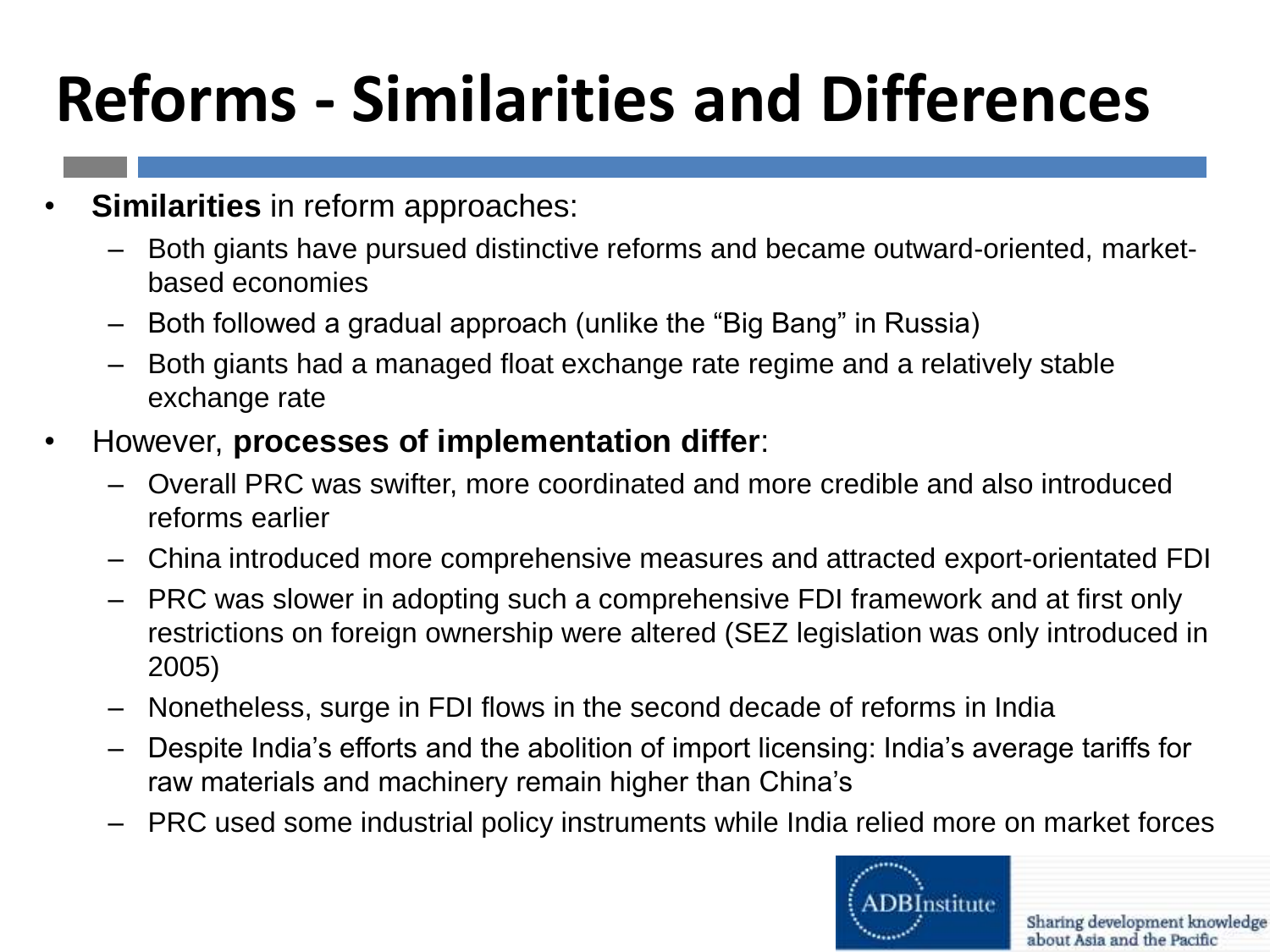# Reforms - Similarities and Differences

- **Similarities** in reform approaches:
  - Both giants have pursued distinctive reforms and became outward-oriented, market-based economies
  - Both followed a gradual approach (unlike the "Big Bang" in Russia)
  - Both giants had a managed float exchange rate regime and a relatively stable exchange rate
- However, **processes of implementation differ**:
  - Overall PRC was swifter, more coordinated and more credible and also introduced reforms earlier
  - China introduced more comprehensive measures and attracted export-orientated FDI
  - PRC was slower in adopting such a comprehensive FDI framework and at first only restrictions on foreign ownership were altered (SEZ legislation was only introduced in 2005)
  - Nonetheless, surge in FDI flows in the second decade of reforms in India
  - Despite India's efforts and the abolition of import licensing: India's average tariffs for raw materials and machinery remain higher than China's
  - PRC used some industrial policy instruments while India relied more on market forces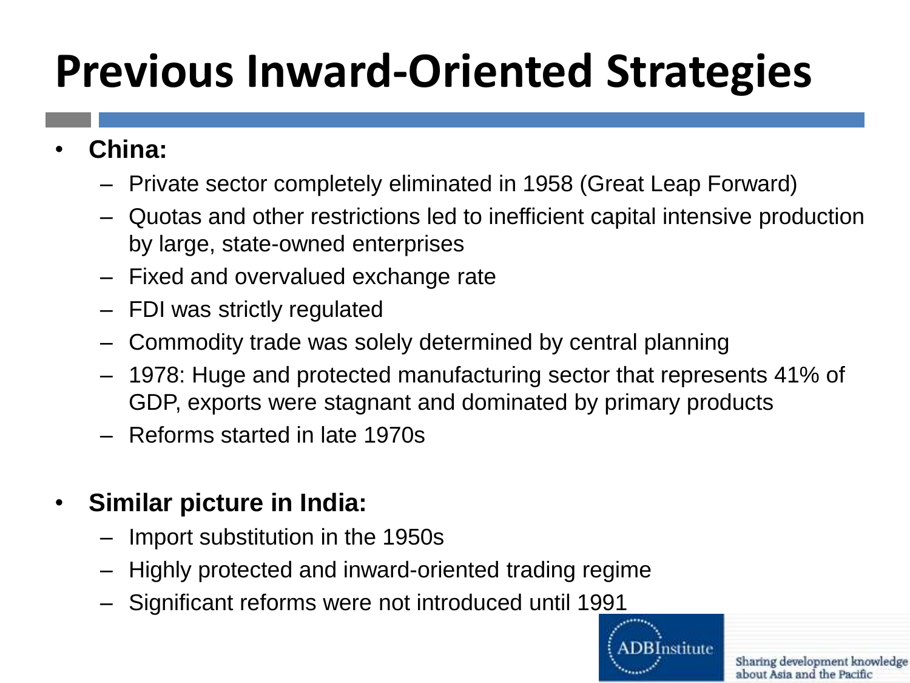# Previous Inward-Oriented Strategies

- **China:**
  - Private sector completely eliminated in 1958 (Great Leap Forward)
  - Quotas and other restrictions led to inefficient capital intensive production by large, state-owned enterprises
  - Fixed and overvalued exchange rate
  - FDI was strictly regulated
  - Commodity trade was solely determined by central planning
  - 1978: Huge and protected manufacturing sector that represents 41% of GDP, exports were stagnant and dominated by primary products
  - Reforms started in late 1970s

- **Similar picture in India:**
  - Import substitution in the 1950s
  - Highly protected and inward-oriented trading regime
  - Significant reforms were not introduced until 1991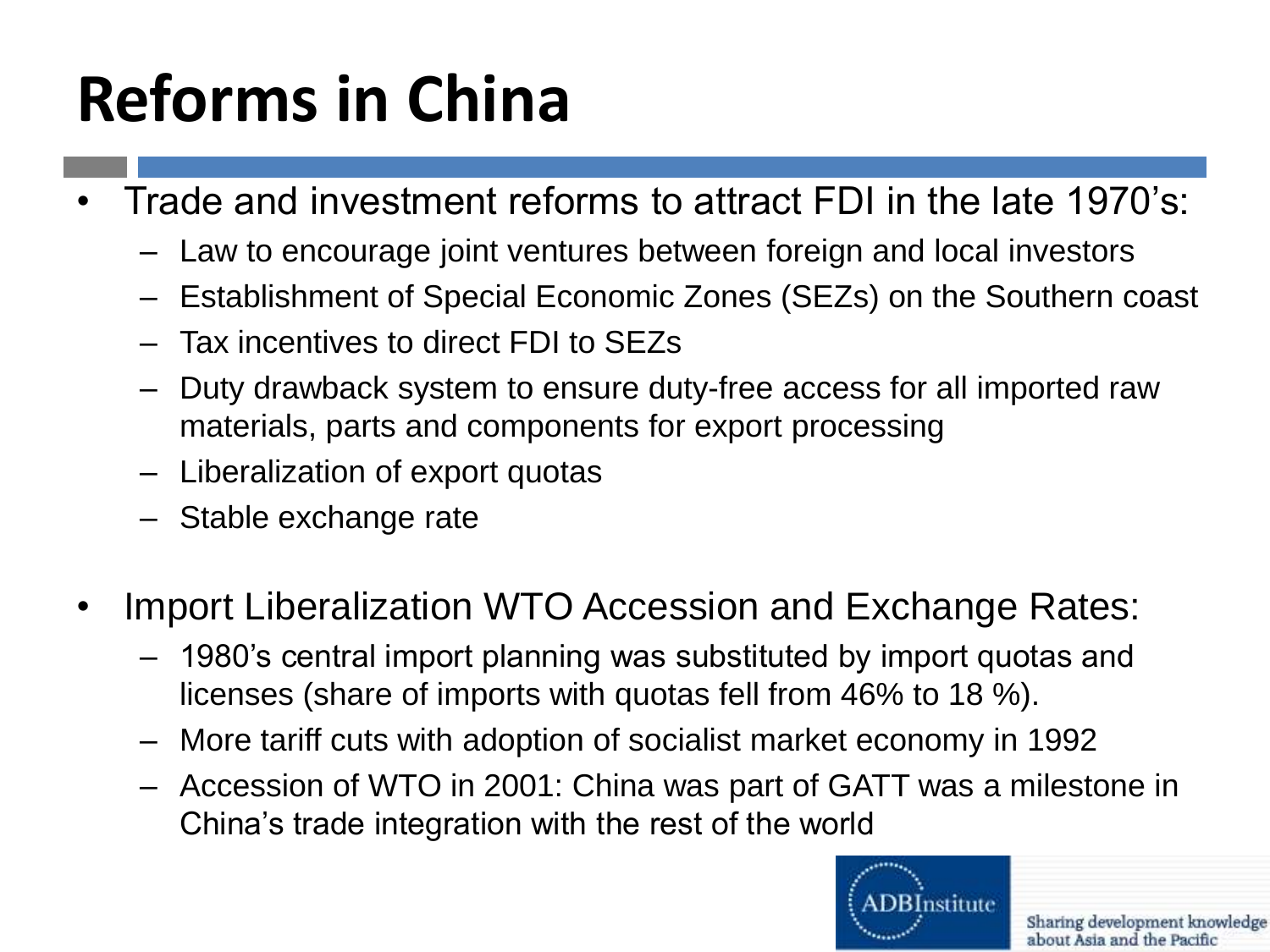# Reforms in China

- Trade and investment reforms to attract FDI in the late 1970's:
  - Law to encourage joint ventures between foreign and local investors
  - Establishment of Special Economic Zones (SEZs) on the Southern coast
  - Tax incentives to direct FDI to SEZs
  - Duty drawback system to ensure duty-free access for all imported raw materials, parts and components for export processing
  - Liberalization of export quotas
  - Stable exchange rate

- Import Liberalization WTO Accession and Exchange Rates:
  - 1980's central import planning was substituted by import quotas and licenses (share of imports with quotas fell from 46% to 18 %).
  - More tariff cuts with adoption of socialist market economy in 1992
  - Accession of WTO in 2001: China was part of GATT was a milestone in China's trade integration with the rest of the world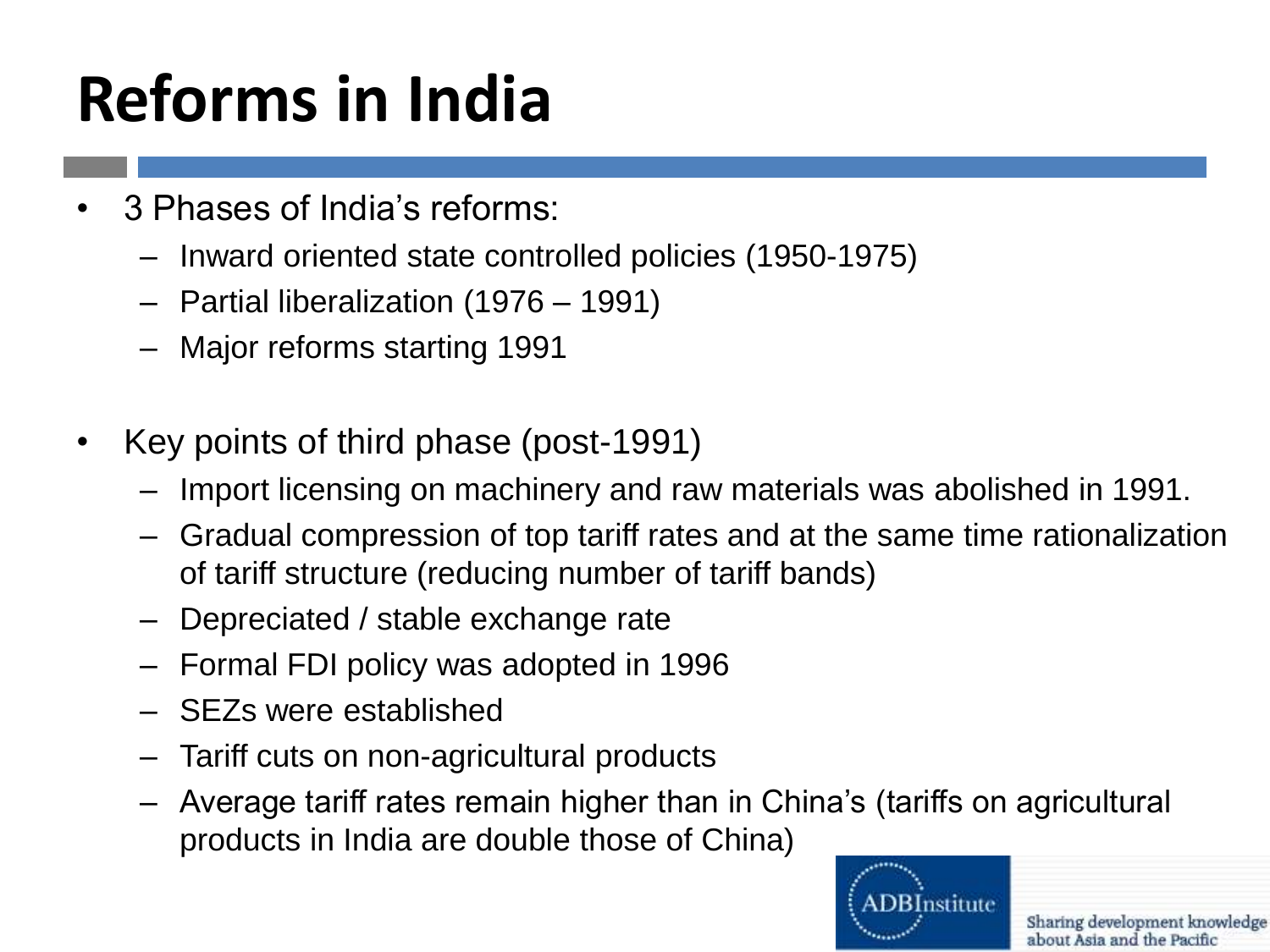# Reforms in India

- 3 Phases of India's reforms:
  - Inward oriented state controlled policies (1950-1975)
  - Partial liberalization (1976 – 1991)
  - Major reforms starting 1991

- Key points of third phase (post-1991)
  - Import licensing on machinery and raw materials was abolished in 1991.
  - Gradual compression of top tariff rates and at the same time rationalization of tariff structure (reducing number of tariff bands)
  - Depreciated / stable exchange rate
  - Formal FDI policy was adopted in 1996
  - SEZs were established
  - Tariff cuts on non-agricultural products
  - Average tariff rates remain higher than in China's (tariffs on agricultural products in India are double those of China)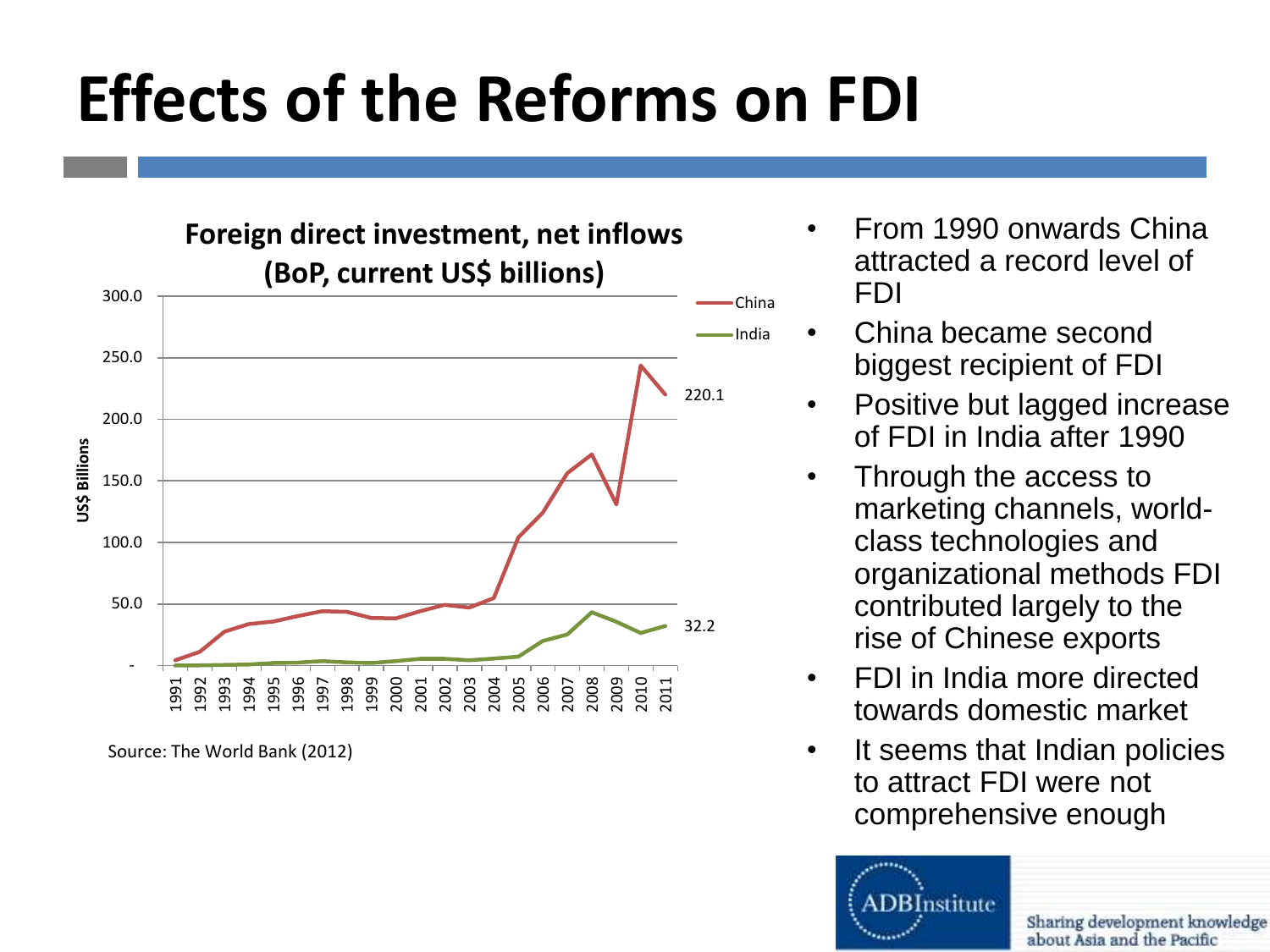# Effects of the Reforms on FDI

**Foreign direct investment, net inflows (BoP, current US$ billions)**

Source: The World Bank (2012)

- From 1990 onwards China attracted a record level of FDI
- China became second biggest recipient of FDI
- Positive but lagged increase of FDI in India after 1990
- Through the access to marketing channels, world-class technologies and organizational methods FDI contributed largely to the rise of Chinese exports
- FDI in India more directed towards domestic market
- It seems that Indian policies to attract FDI were not comprehensive enough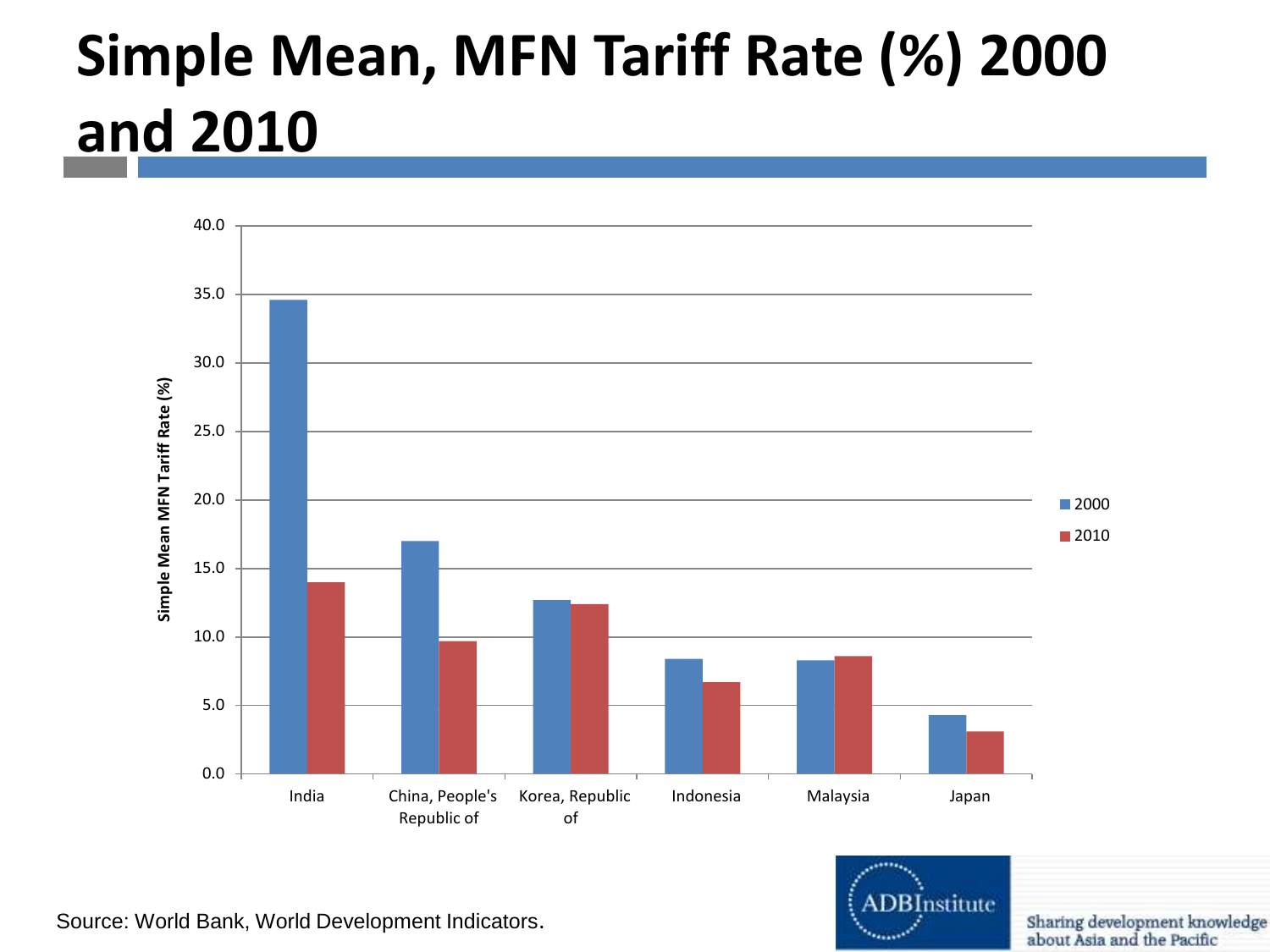# Simple Mean, MFN Tariff Rate (%) 2000 and 2010

Source: World Bank, World Development Indicators.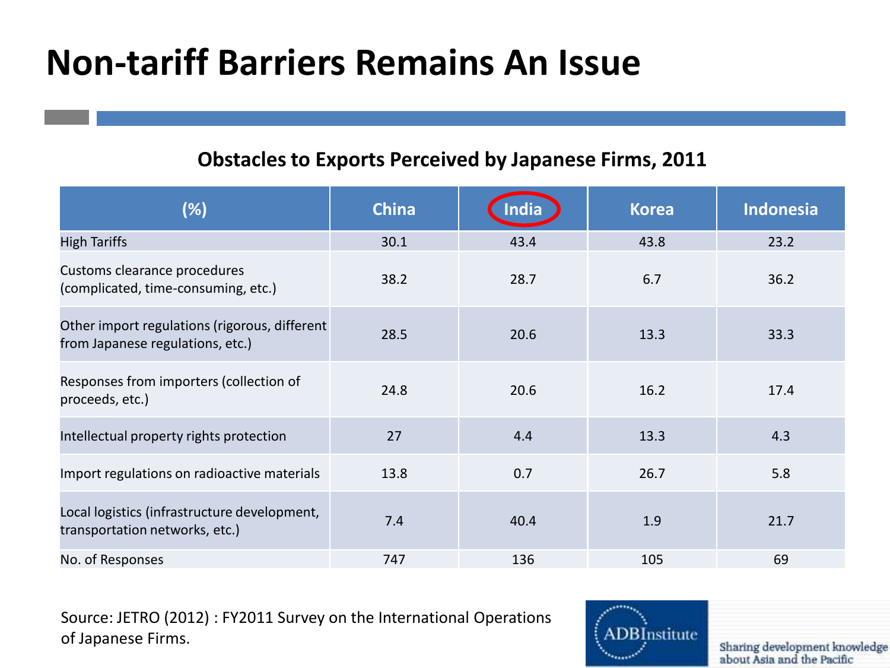# Non-tariff Barriers Remains An Issue

### Obstacles to Exports Perceived by Japanese Firms, 2011

| (%) | China | India | Korea | Indonesia |
|---|---|---|---|---|
| High Tariffs | 30.1 | 43.4 | 43.8 | 23.2 |
| Customs clearance procedures (complicated, time-consuming, etc.) | 38.2 | 28.7 | 6.7 | 36.2 |
| Other import regulations (rigorous, different from Japanese regulations, etc.) | 28.5 | 20.6 | 13.3 | 33.3 |
| Responses from importers (collection of proceeds, etc.) | 24.8 | 20.6 | 16.2 | 17.4 |
| Intellectual property rights protection | 27 | 4.4 | 13.3 | 4.3 |
| Import regulations on radioactive materials | 13.8 | 0.7 | 26.7 | 5.8 |
| Local logistics (infrastructure development, transportation networks, etc.) | 7.4 | 40.4 | 1.9 | 21.7 |
| No. of Responses | 747 | 136 | 105 | 69 |

Source: JETRO (2012) : FY2011 Survey on the International Operations of Japanese Firms.

ADBInstitute — Sharing development knowledge about Asia and the Pacific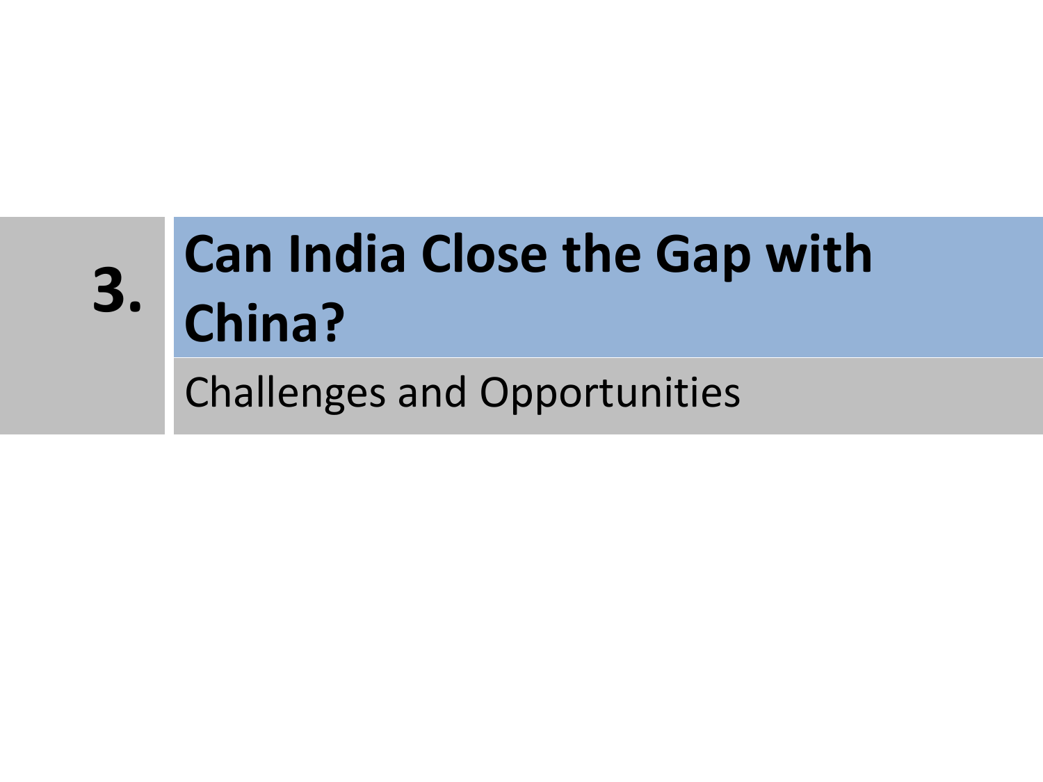# 3. Can India Close the Gap with China?

## Challenges and Opportunities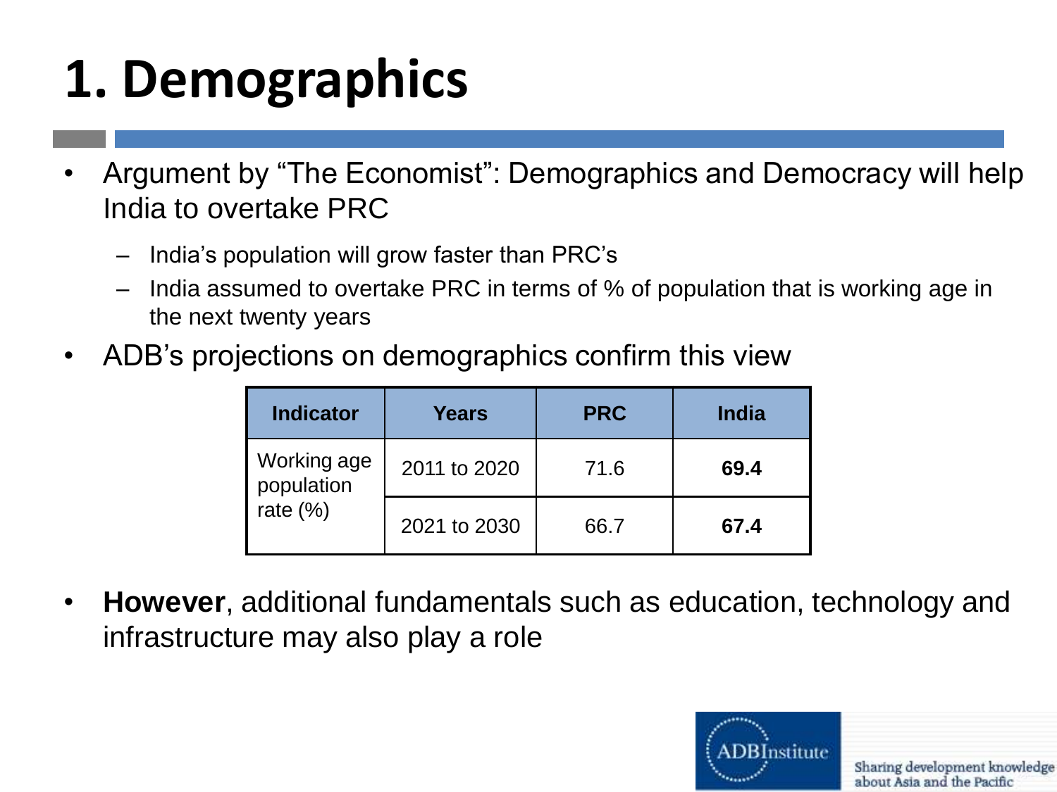# 1. Demographics

- Argument by "The Economist": Demographics and Democracy will help India to overtake PRC
  - India's population will grow faster than PRC's
  - India assumed to overtake PRC in terms of % of population that is working age in the next twenty years
- ADB's projections on demographics confirm this view

| Indicator | Years | PRC | India |
|---|---|---|---|
| Working age population rate (%) | 2011 to 2020 | 71.6 | **69.4** |
| | 2021 to 2030 | 66.7 | **67.4** |

- **However**, additional fundamentals such as education, technology and infrastructure may also play a role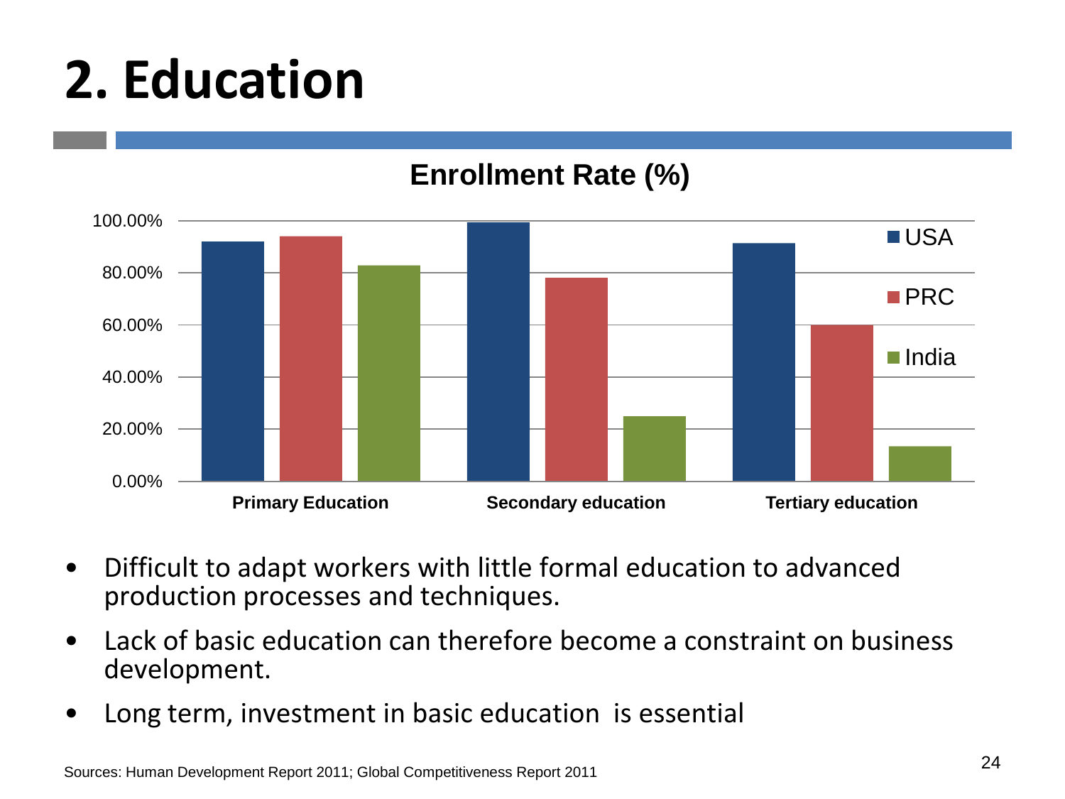# 2. Education

**Enrollment Rate (%)**

| | USA | PRC | India |
|---|---|---|---|
| Primary Education | | | |
| Secondary education | | | |
| Tertiary education | | | |

- Difficult to adapt workers with little formal education to advanced production processes and techniques.
- Lack of basic education can therefore become a constraint on business development.
- Long term, investment in basic education is essential

Sources: Human Development Report 2011; Global Competitiveness Report 2011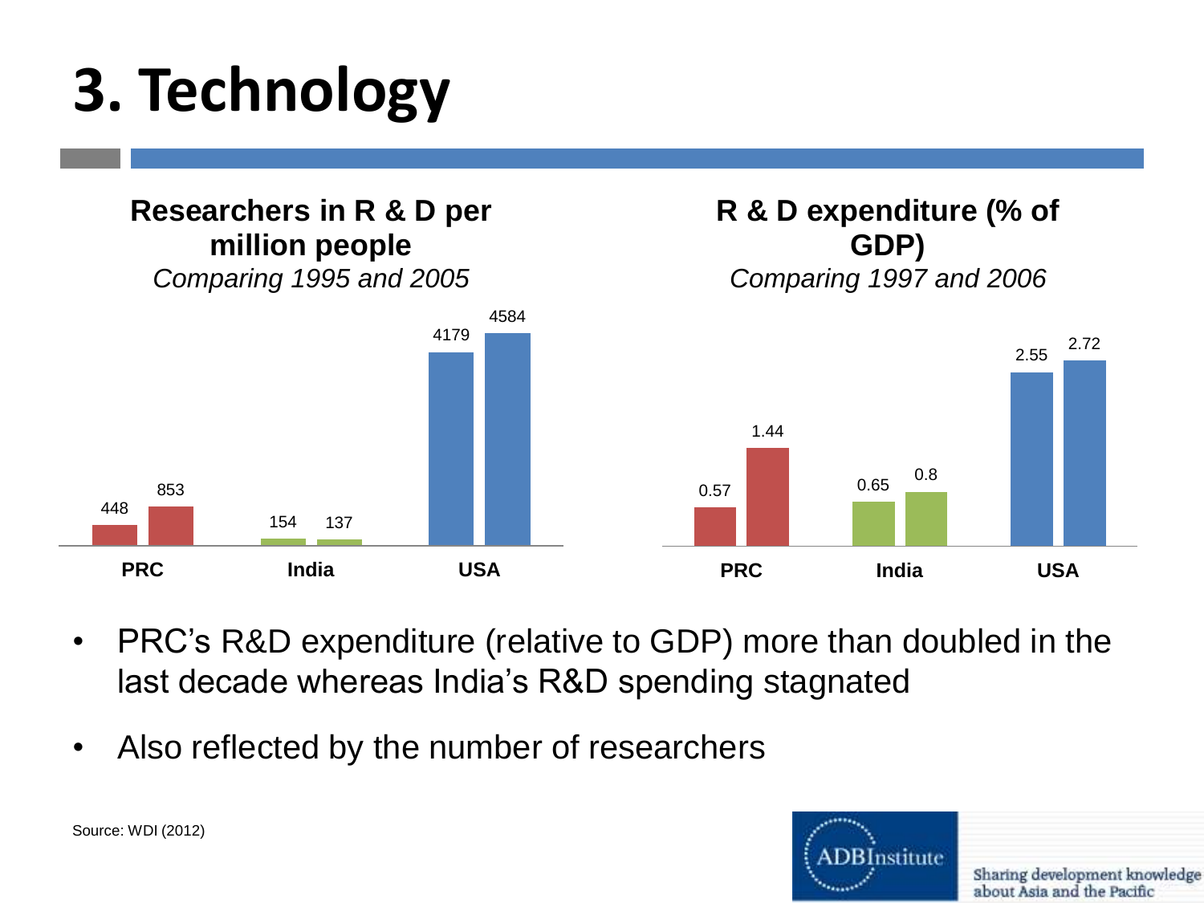# 3. Technology

**Researchers in R & D per million people**
*Comparing 1995 and 2005*

| | 1995 | 2005 |
|---|---|---|
| PRC | 448 | 853 |
| India | 154 | 137 |
| USA | 4179 | 4584 |

**R & D expenditure (% of GDP)**
*Comparing 1997 and 2006*

| | 1997 | 2006 |
|---|---|---|
| PRC | 0.57 | 1.44 |
| India | 0.65 | 0.8 |
| USA | 2.55 | 2.72 |

- PRC's R&D expenditure (relative to GDP) more than doubled in the last decade whereas India's R&D spending stagnated
- Also reflected by the number of researchers

Source: WDI (2012)

ADBInstitute — Sharing development knowledge about Asia and the Pacific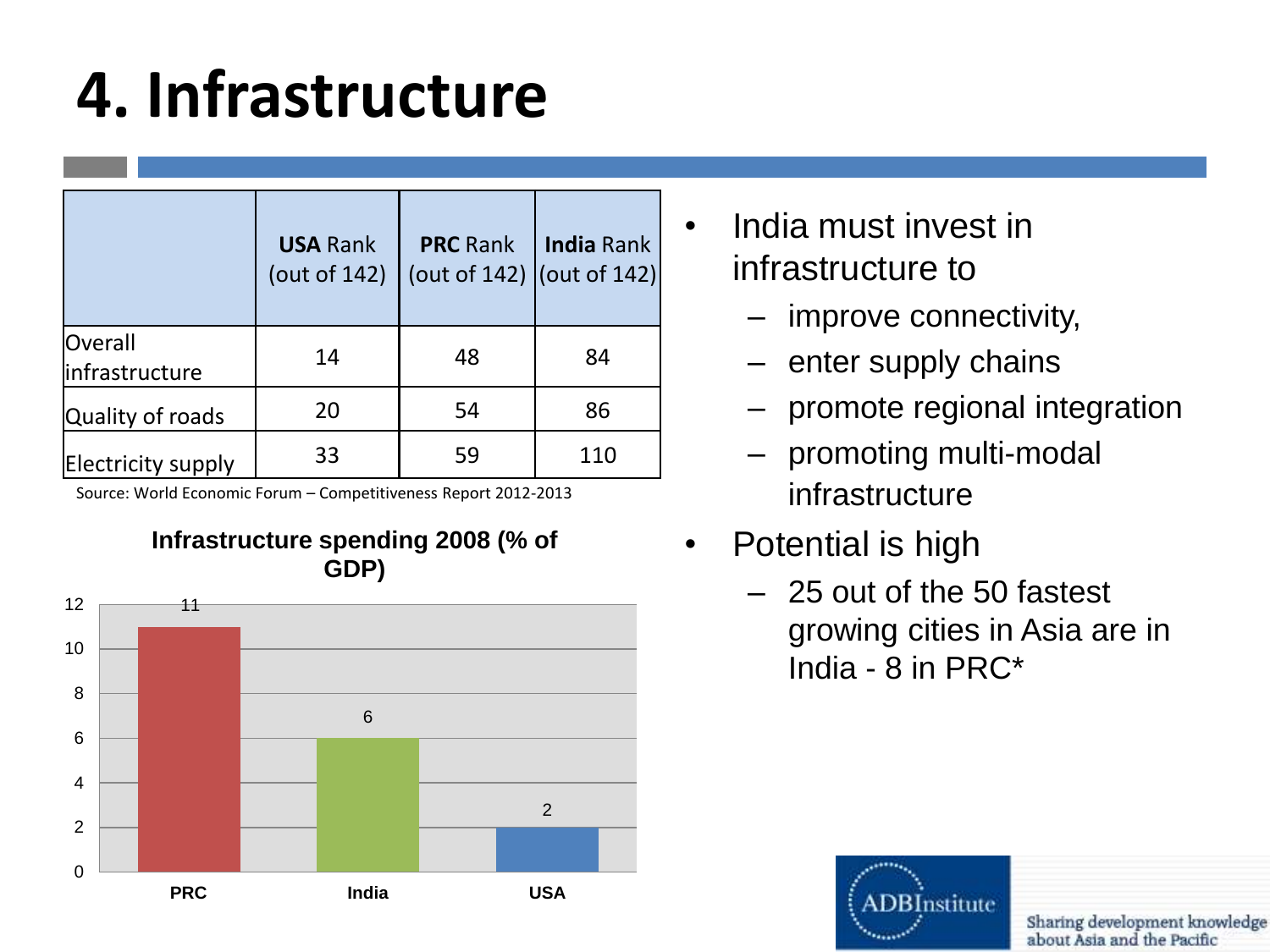# 4. Infrastructure

| | **USA** Rank (out of 142) | **PRC** Rank (out of 142) | **India** Rank (out of 142) |
|---|---|---|---|
| Overall infrastructure | 14 | 48 | 84 |
| Quality of roads | 20 | 54 | 86 |
| Electricity supply | 33 | 59 | 110 |

Source: World Economic Forum – Competitiveness Report 2012-2013

**Infrastructure spending 2008 (% of GDP)**

| Country | % of GDP |
|---|---|
| PRC | 11 |
| India | 6 |
| USA | 2 |

- India must invest in infrastructure to
  - improve connectivity,
  - enter supply chains
  - promote regional integration
  - promoting multi-modal infrastructure
- Potential is high
  - 25 out of the 50 fastest growing cities in Asia are in India - 8 in PRC*

ADBInstitute — Sharing development knowledge about Asia and the Pacific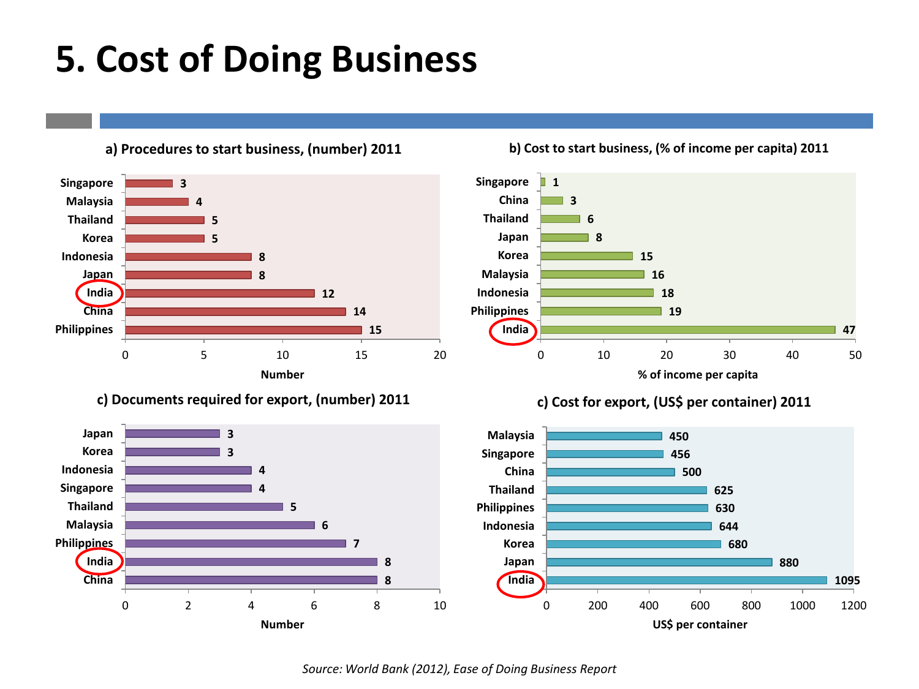# 5. Cost of Doing Business

**a) Procedures to start business, (number) 2011**

| Country | Number |
|---|---|
| Singapore | 3 |
| Malaysia | 4 |
| Thailand | 5 |
| Korea | 5 |
| Indonesia | 8 |
| Japan | 8 |
| India | 12 |
| China | 14 |
| Philippines | 15 |

**b) Cost to start business, (% of income per capita) 2011**

| Country | % of income per capita |
|---|---|
| Singapore | 1 |
| China | 3 |
| Thailand | 6 |
| Japan | 8 |
| Korea | 15 |
| Malaysia | 16 |
| Indonesia | 18 |
| Philippines | 19 |
| India | 47 |

**c) Documents required for export, (number) 2011**

| Country | Number |
|---|---|
| Japan | 3 |
| Korea | 3 |
| Indonesia | 4 |
| Singapore | 4 |
| Thailand | 5 |
| Malaysia | 6 |
| Philippines | 7 |
| India | 8 |
| China | 8 |

**c) Cost for export, (US$ per container) 2011**

| Country | US$ per container |
|---|---|
| Malaysia | 450 |
| Singapore | 456 |
| China | 500 |
| Thailand | 625 |
| Philippines | 630 |
| Indonesia | 644 |
| Korea | 680 |
| Japan | 880 |
| India | 1095 |

*Source: World Bank (2012), Ease of Doing Business Report*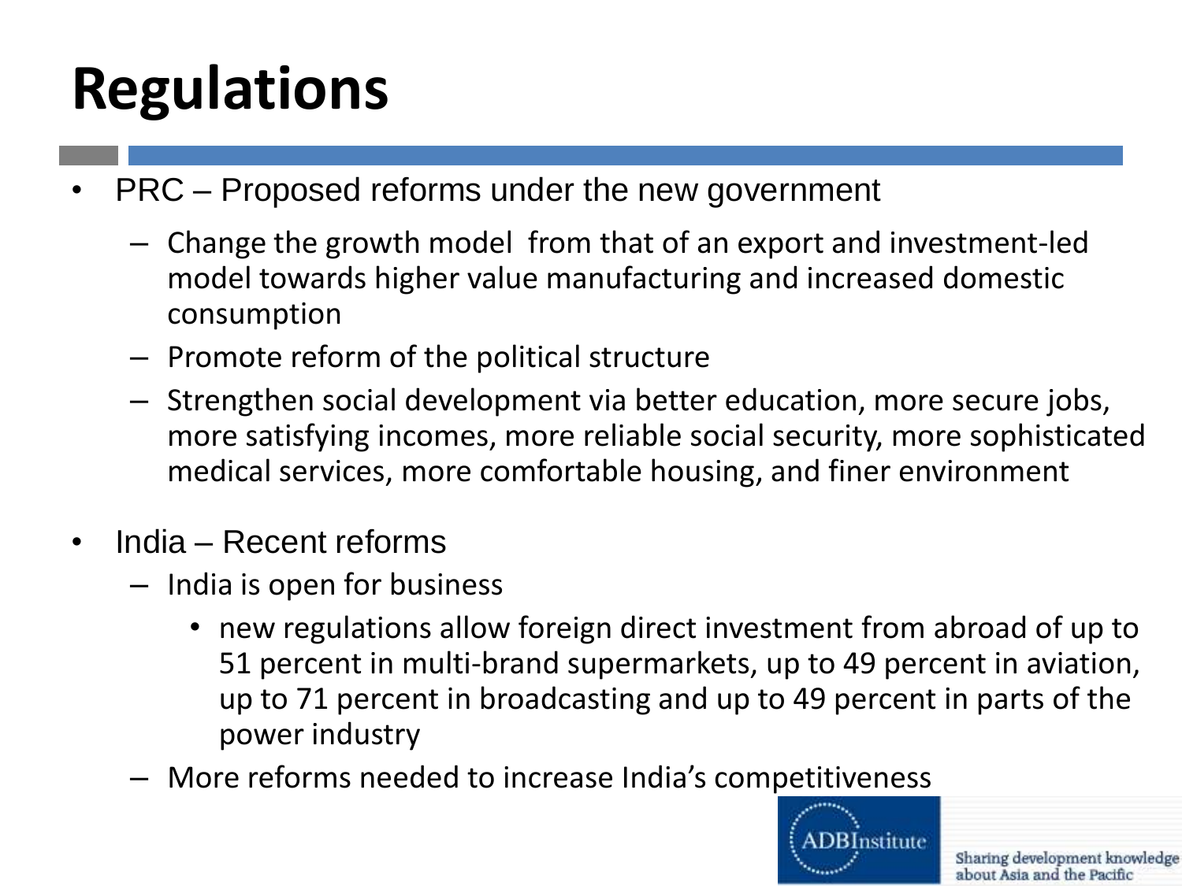# Regulations

- PRC – Proposed reforms under the new government
  - Change the growth model from that of an export and investment-led model towards higher value manufacturing and increased domestic consumption
  - Promote reform of the political structure
  - Strengthen social development via better education, more secure jobs, more satisfying incomes, more reliable social security, more sophisticated medical services, more comfortable housing, and finer environment
- India – Recent reforms
  - India is open for business
    - new regulations allow foreign direct investment from abroad of up to 51 percent in multi-brand supermarkets, up to 49 percent in aviation, up to 71 percent in broadcasting and up to 49 percent in parts of the power industry
  - More reforms needed to increase India's competitiveness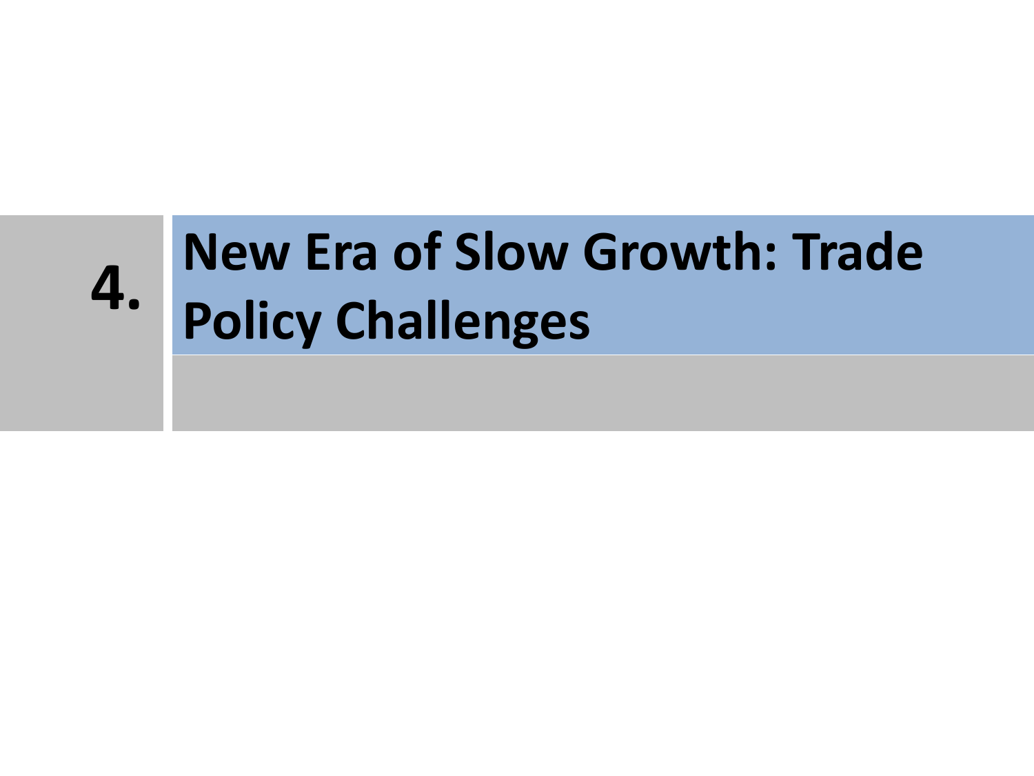# 4. New Era of Slow Growth: Trade Policy Challenges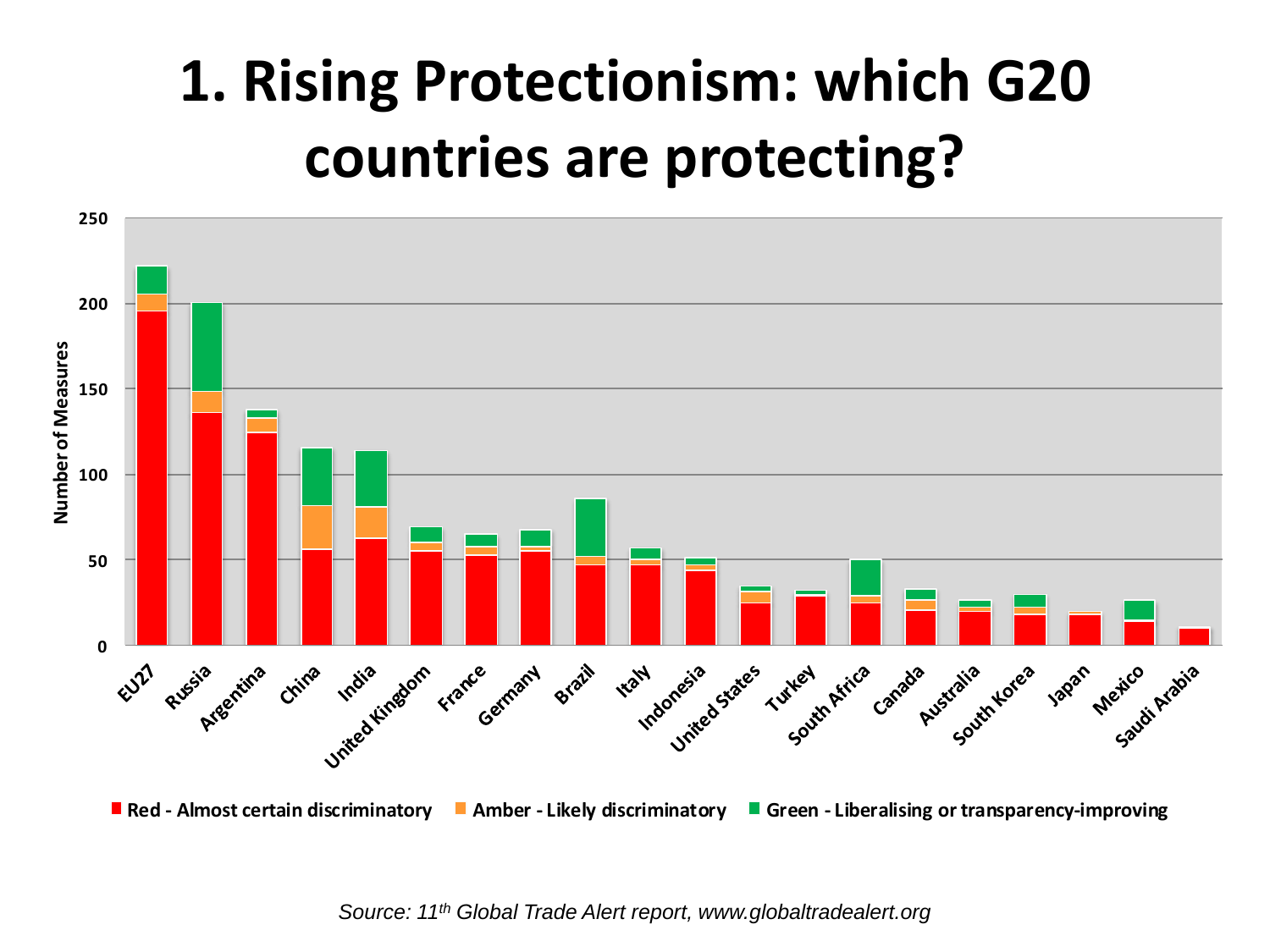# 1. Rising Protectionism: which G20 countries are protecting?

Number of Measures

EU27, Russia, Argentina, China, India, United Kingdom, France, Germany, Brazil, Italy, Indonesia, United States, Turkey, South Africa, Canada, Australia, South Korea, Japan, Mexico, Saudi Arabia

Red - Almost certain discriminatory · Amber - Likely discriminatory · Green - Liberalising or transparency-improving

*Source: 11th Global Trade Alert report, www.globaltradealert.org*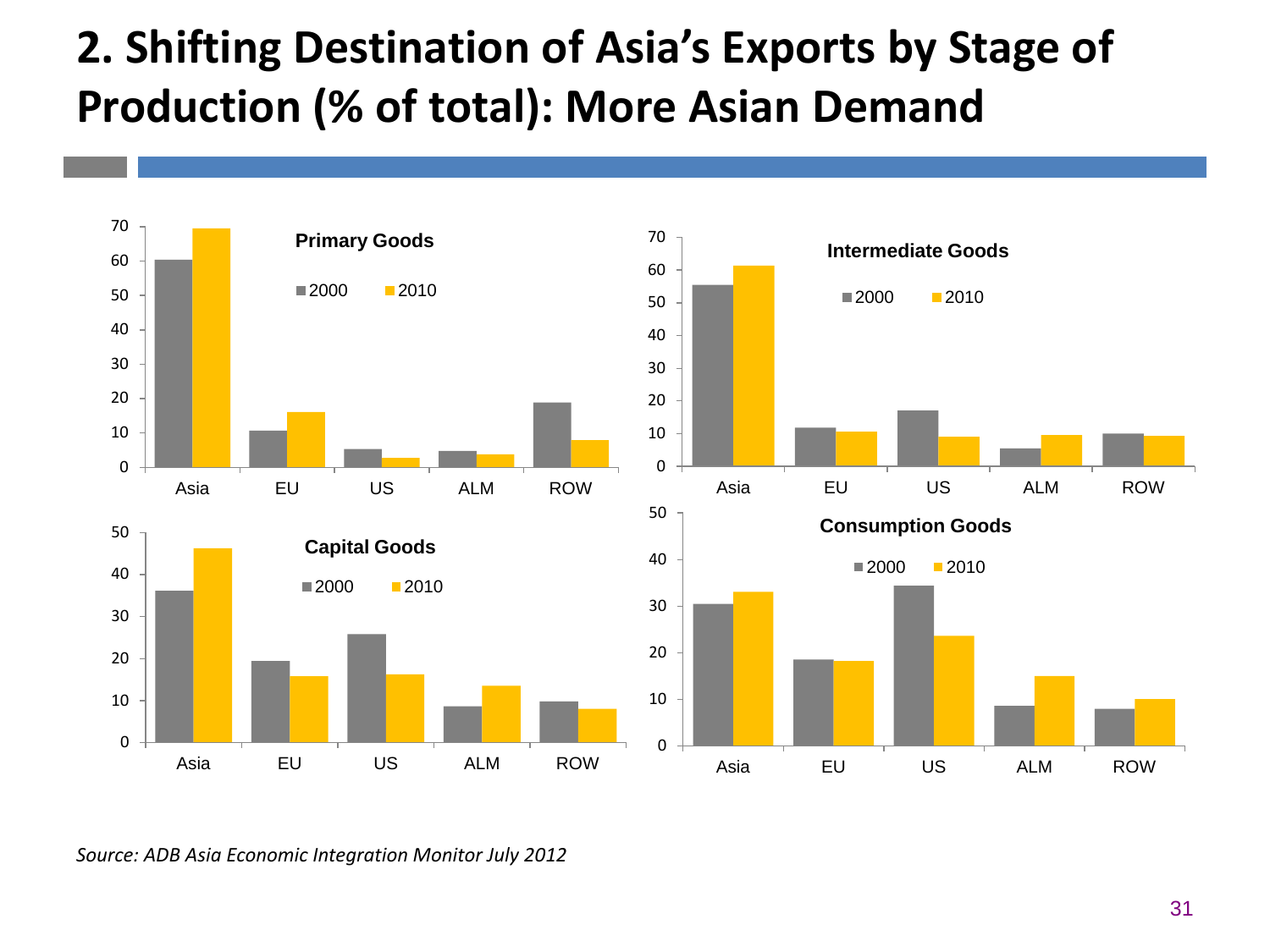# 2. Shifting Destination of Asia's Exports by Stage of Production (% of total): More Asian Demand

**Primary Goods**

**Intermediate Goods**

**Capital Goods**

**Consumption Goods**

*Source: ADB Asia Economic Integration Monitor July 2012*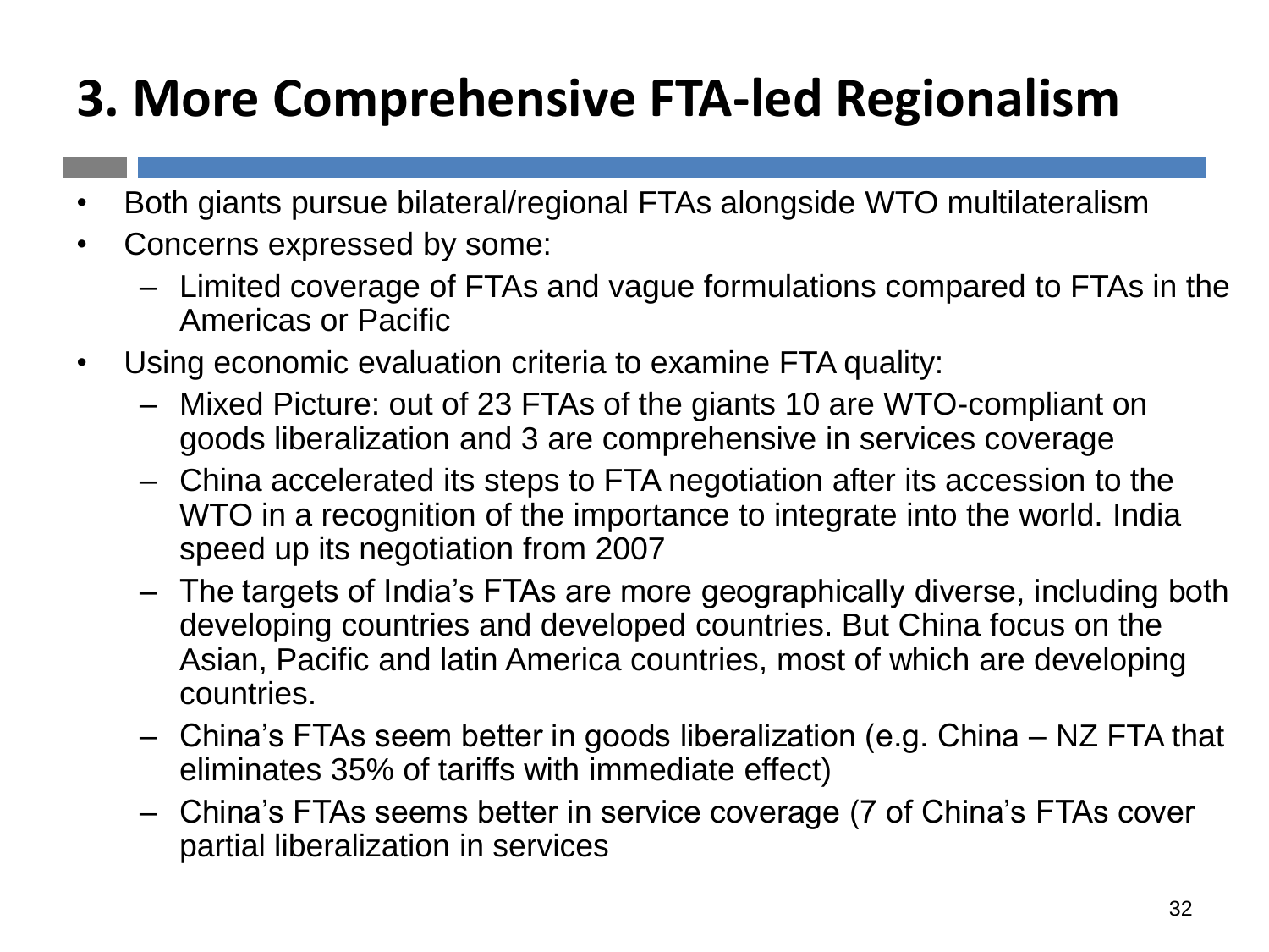# 3. More Comprehensive FTA-led Regionalism

- Both giants pursue bilateral/regional FTAs alongside WTO multilateralism
- Concerns expressed by some:
  - Limited coverage of FTAs and vague formulations compared to FTAs in the Americas or Pacific
- Using economic evaluation criteria to examine FTA quality:
  - Mixed Picture: out of 23 FTAs of the giants 10 are WTO-compliant on goods liberalization and 3 are comprehensive in services coverage
  - China accelerated its steps to FTA negotiation after its accession to the WTO in a recognition of the importance to integrate into the world. India speed up its negotiation from 2007
  - The targets of India's FTAs are more geographically diverse, including both developing countries and developed countries. But China focus on the Asian, Pacific and latin America countries, most of which are developing countries.
  - China's FTAs seem better in goods liberalization (e.g. China – NZ FTA that eliminates 35% of tariffs with immediate effect)
  - China's FTAs seems better in service coverage (7 of China's FTAs cover partial liberalization in services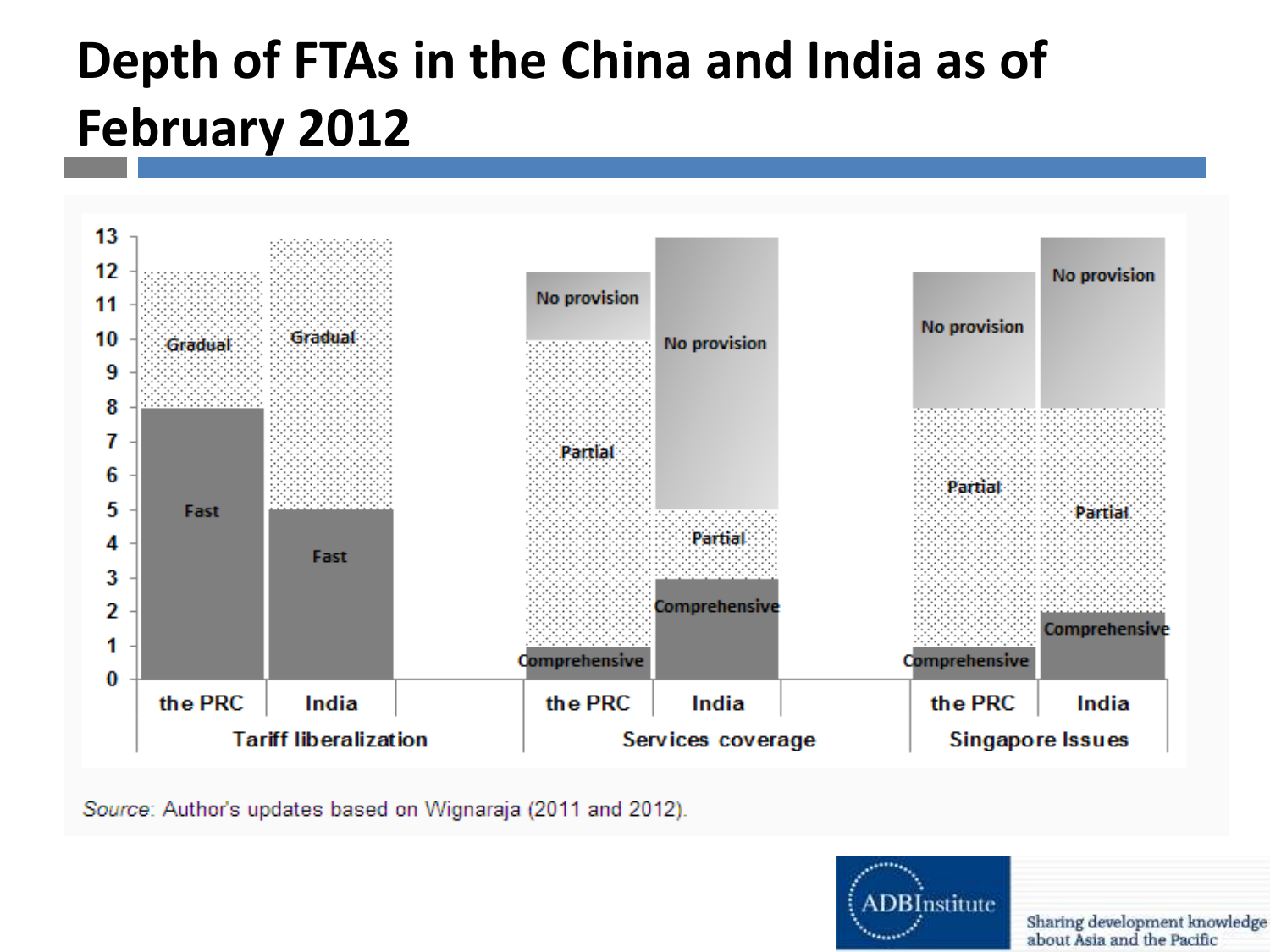# Depth of FTAs in the China and India as of February 2012

| | the PRC | India |
|---|---|---|
| **Tariff liberalization** | | |
| Fast | 8 | 5 |
| Gradual | 4 | 8 |
| **Services coverage** | | |
| Comprehensive | 1 | 3 |
| Partial | 9 | 2 |
| No provision | 2 | 8 |
| **Singapore Issues** | | |
| Comprehensive | 1 | 2 |
| Partial | 7 | 6 |
| No provision | 4 | 5 |

*Source*: Author's updates based on Wignaraja (2011 and 2012).

ADBInstitute — Sharing development knowledge about Asia and the Pacific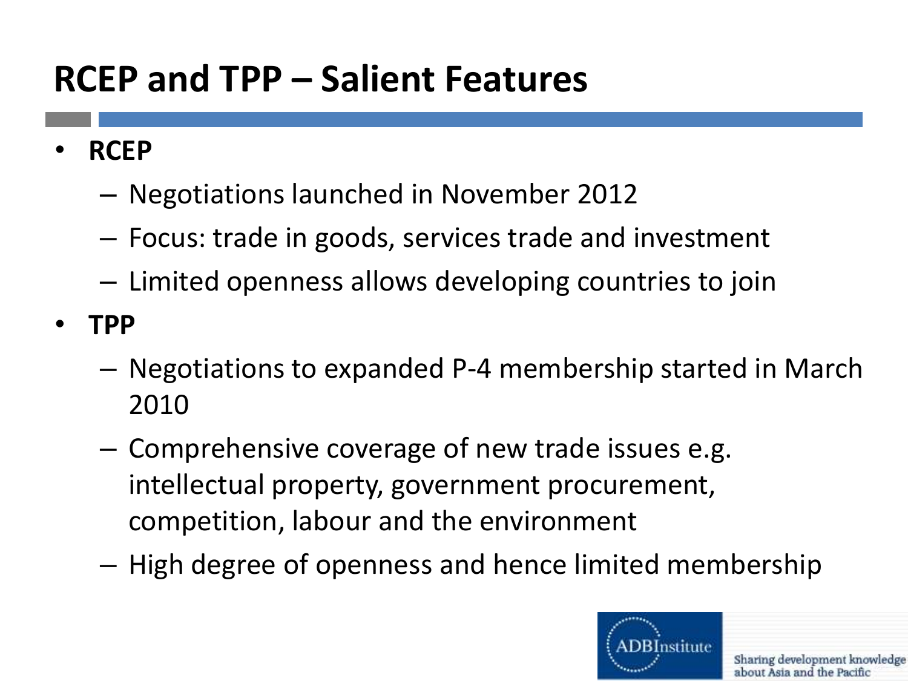# RCEP and TPP – Salient Features

- **RCEP**
  - Negotiations launched in November 2012
  - Focus: trade in goods, services trade and investment
  - Limited openness allows developing countries to join
- **TPP**
  - Negotiations to expanded P-4 membership started in March 2010
  - Comprehensive coverage of new trade issues e.g. intellectual property, government procurement, competition, labour and the environment
  - High degree of openness and hence limited membership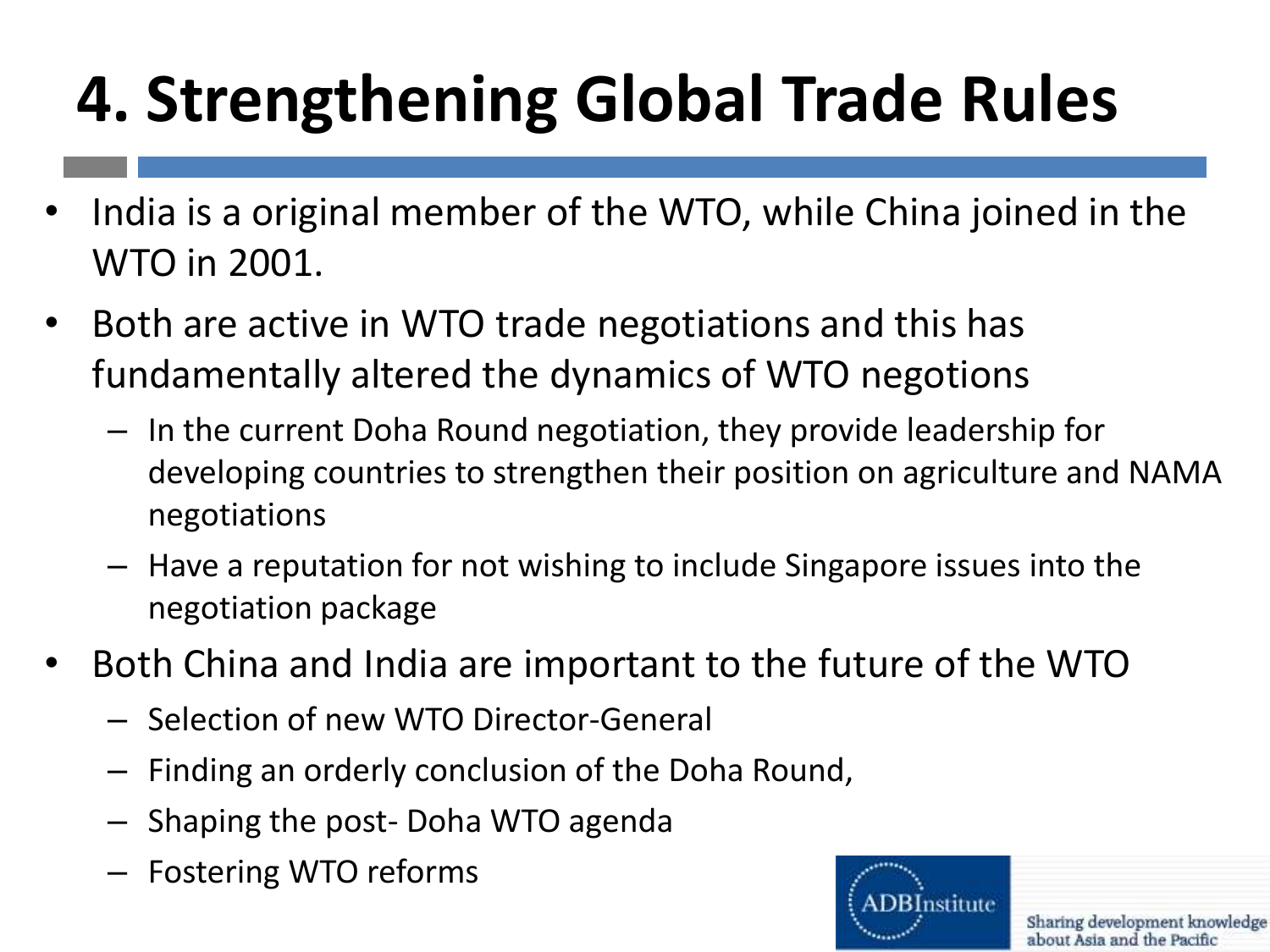# 4. Strengthening Global Trade Rules

- India is a original member of the WTO, while China joined in the WTO in 2001.
- Both are active in WTO trade negotiations and this has fundamentally altered the dynamics of WTO negotions
  - In the current Doha Round negotiation, they provide leadership for developing countries to strengthen their position on agriculture and NAMA negotiations
  - Have a reputation for not wishing to include Singapore issues into the negotiation package
- Both China and India are important to the future of the WTO
  - Selection of new WTO Director-General
  - Finding an orderly conclusion of the Doha Round,
  - Shaping the post- Doha WTO agenda
  - Fostering WTO reforms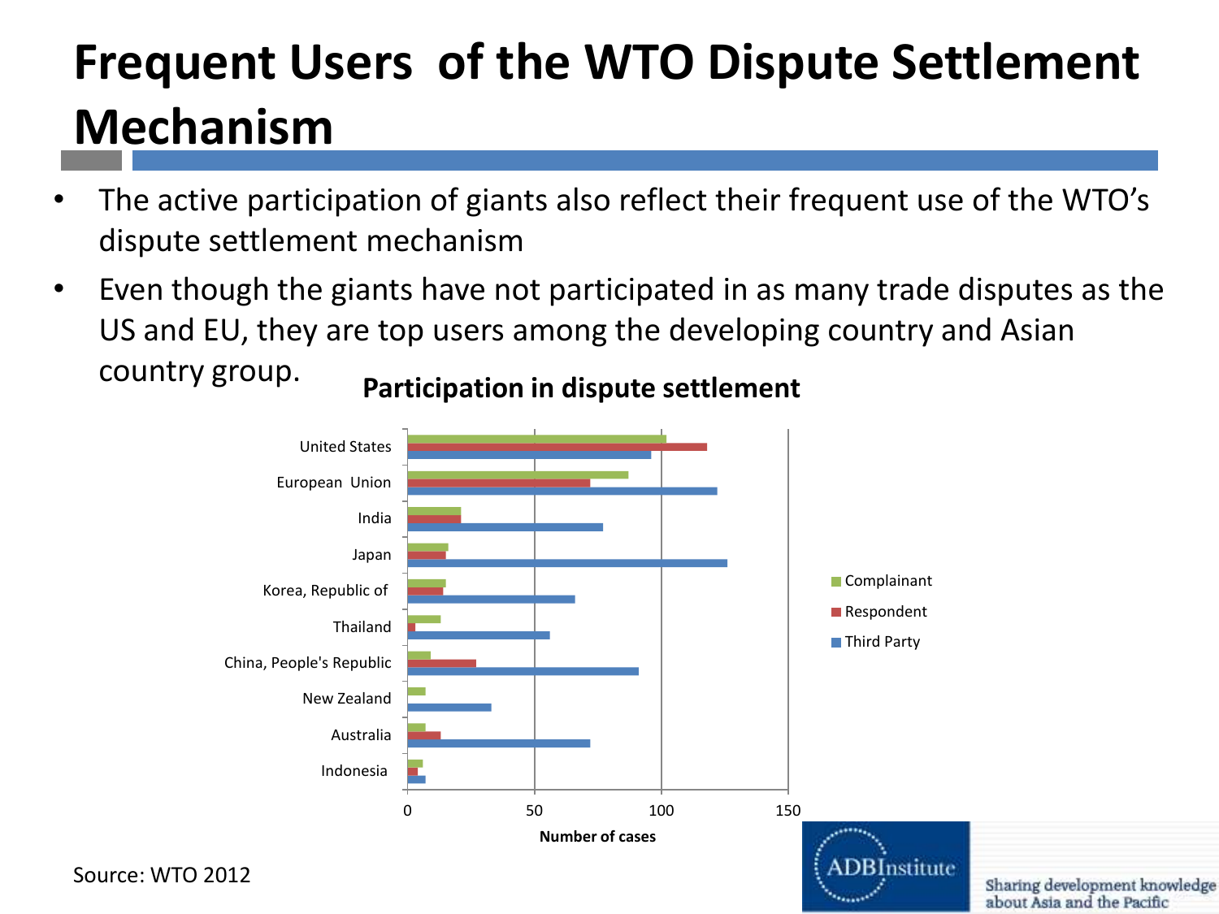# Frequent Users of the WTO Dispute Settlement Mechanism

- The active participation of giants also reflect their frequent use of the WTO's dispute settlement mechanism
- Even though the giants have not participated in as many trade disputes as the US and EU, they are top users among the developing country and Asian country group.

**Participation in dispute settlement**

| Country | Complainant | Respondent | Third Party |
|---|---|---|---|
| United States | ~102 | ~118 | ~96 |
| European Union | ~87 | ~72 | ~122 |
| India | ~21 | ~21 | ~77 |
| Japan | ~16 | ~15 | ~126 |
| Korea, Republic of | ~15 | ~14 | ~66 |
| Thailand | ~13 | ~3 | ~56 |
| China, People's Republic | ~9 | ~27 | ~91 |
| New Zealand | ~7 | 0 | ~33 |
| Australia | ~7 | ~13 | ~72 |
| Indonesia | ~6 | ~4 | ~7 |

Number of cases

Source: WTO 2012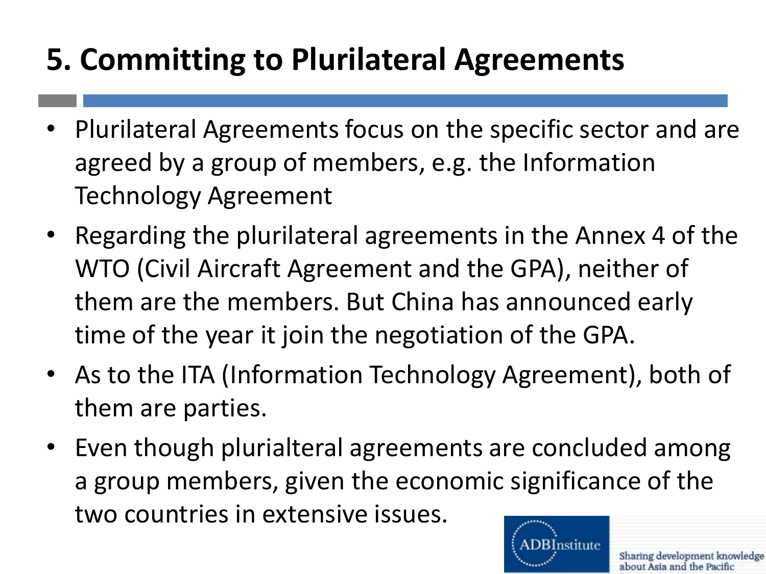# 5. Committing to Plurilateral Agreements

- Plurilateral Agreements focus on the specific sector and are agreed by a group of members, e.g. the Information Technology Agreement
- Regarding the plurilateral agreements in the Annex 4 of the WTO (Civil Aircraft Agreement and the GPA), neither of them are the members. But China has announced early time of the year it join the negotiation of the GPA.
- As to the ITA (Information Technology Agreement), both of them are parties.
- Even though plurialteral agreements are concluded among a group members, given the economic significance of the two countries in extensive issues.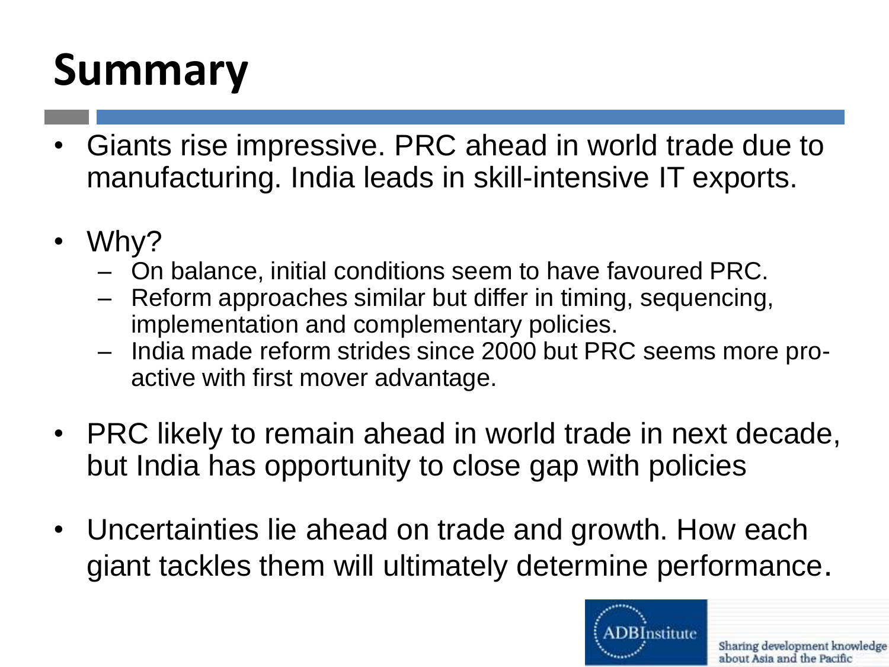# Summary

- Giants rise impressive. PRC ahead in world trade due to manufacturing. India leads in skill-intensive IT exports.
- Why?
  - On balance, initial conditions seem to have favoured PRC.
  - Reform approaches similar but differ in timing, sequencing, implementation and complementary policies.
  - India made reform strides since 2000 but PRC seems more pro-active with first mover advantage.
- PRC likely to remain ahead in world trade in next decade, but India has opportunity to close gap with policies
- Uncertainties lie ahead on trade and growth. How each giant tackles them will ultimately determine performance.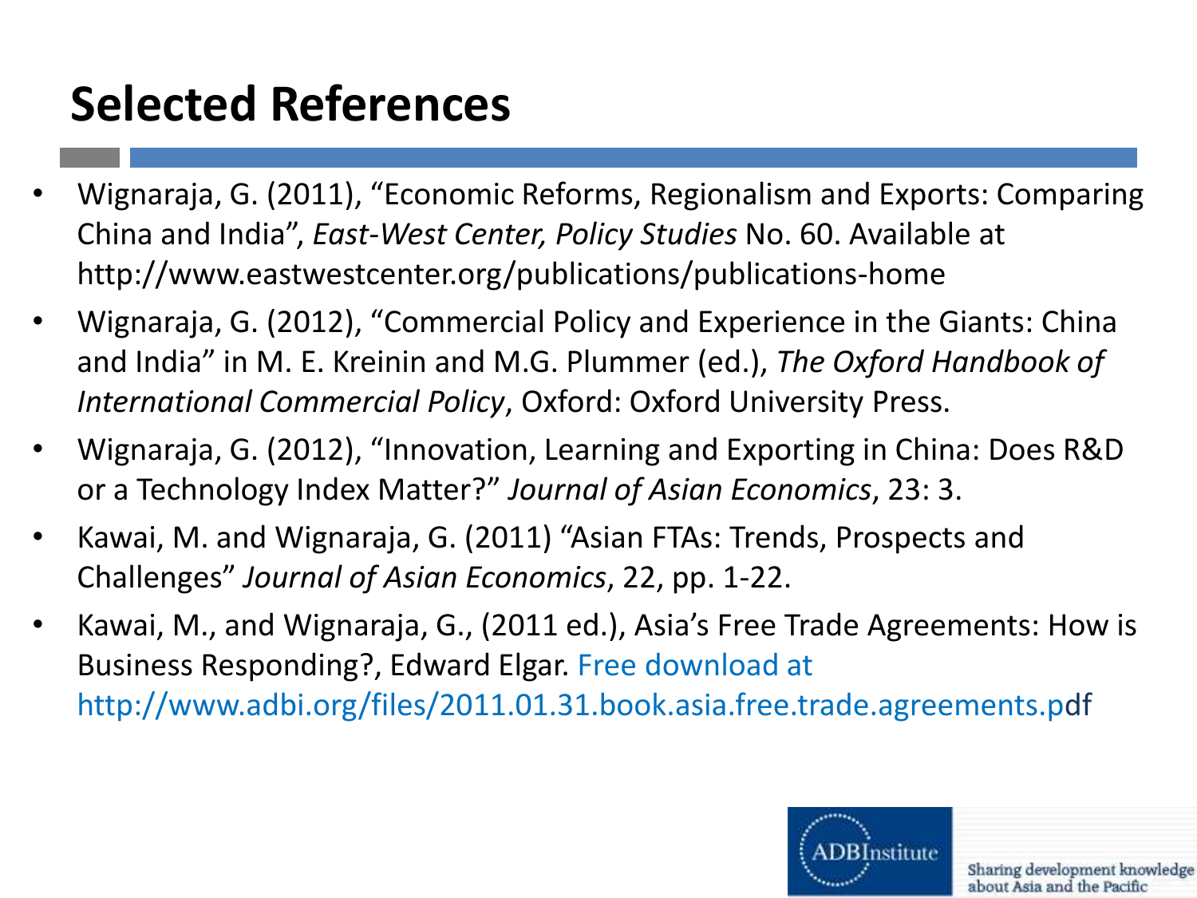# Selected References

- Wignaraja, G. (2011), "Economic Reforms, Regionalism and Exports: Comparing China and India", *East-West Center, Policy Studies* No. 60. Available at http://www.eastwestcenter.org/publications/publications-home
- Wignaraja, G. (2012), "Commercial Policy and Experience in the Giants: China and India" in M. E. Kreinin and M.G. Plummer (ed.), *The Oxford Handbook of International Commercial Policy*, Oxford: Oxford University Press.
- Wignaraja, G. (2012), "Innovation, Learning and Exporting in China: Does R&D or a Technology Index Matter?" *Journal of Asian Economics*, 23: 3.
- Kawai, M. and Wignaraja, G. (2011) "Asian FTAs: Trends, Prospects and Challenges" *Journal of Asian Economics*, 22, pp. 1-22.
- Kawai, M., and Wignaraja, G., (2011 ed.), Asia's Free Trade Agreements: How is Business Responding?, Edward Elgar. Free download at http://www.adbi.org/files/2011.01.31.book.asia.free.trade.agreements.pdf

ADBInstitute

Sharing development knowledge about Asia and the Pacific